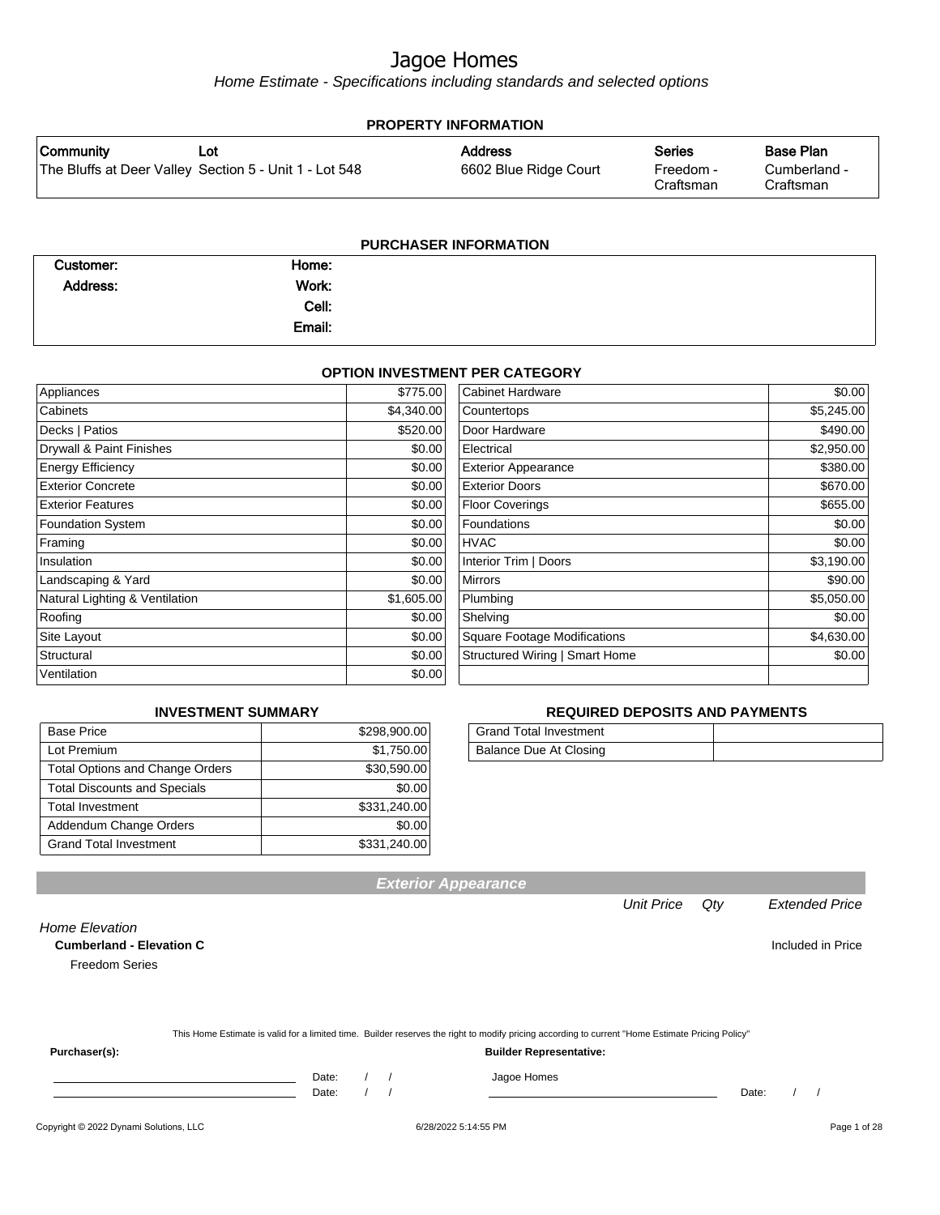# Jagoe Homes

*Home Estimate - Specifications including standards and selected options*

## PROPERTY INFORMATION

| Community | Lot | Address | Series | Base Plan |
|---|---|---|---|---|
| The Bluffs at Deer Valley | Section 5 - Unit 1 - Lot 548 | 6602 Blue Ridge Court | Freedom - Craftsman | Cumberland - Craftsman |

## PURCHASER INFORMATION

| | | | |
|---|---|---|---|
| **Customer:** | | **Home:** | |
| **Address:** | | **Work:** | |
| | | **Cell:** | |
| | | **Email:** | |

## OPTION INVESTMENT PER CATEGORY

| Category | Amount | Category | Amount |
|---|---|---|---|
| Appliances | $775.00 | Cabinet Hardware | $0.00 |
| Cabinets | $4,340.00 | Countertops | $5,245.00 |
| Decks \| Patios | $520.00 | Door Hardware | $490.00 |
| Drywall & Paint Finishes | $0.00 | Electrical | $2,950.00 |
| Energy Efficiency | $0.00 | Exterior Appearance | $380.00 |
| Exterior Concrete | $0.00 | Exterior Doors | $670.00 |
| Exterior Features | $0.00 | Floor Coverings | $655.00 |
| Foundation System | $0.00 | Foundations | $0.00 |
| Framing | $0.00 | HVAC | $0.00 |
| Insulation | $0.00 | Interior Trim \| Doors | $3,190.00 |
| Landscaping & Yard | $0.00 | Mirrors | $90.00 |
| Natural Lighting & Ventilation | $1,605.00 | Plumbing | $5,050.00 |
| Roofing | $0.00 | Shelving | $0.00 |
| Site Layout | $0.00 | Square Footage Modifications | $4,630.00 |
| Structural | $0.00 | Structured Wiring \| Smart Home | $0.00 |
| Ventilation | $0.00 | | |

## INVESTMENT SUMMARY

| | |
|---|---|
| Base Price | $298,900.00 |
| Lot Premium | $1,750.00 |
| Total Options and Change Orders | $30,590.00 |
| Total Discounts and Specials | $0.00 |
| Total Investment | $331,240.00 |
| Addendum Change Orders | $0.00 |
| Grand Total Investment | $331,240.00 |

## REQUIRED DEPOSITS AND PAYMENTS

| | |
|---|---|
| Grand Total Investment | |
| Balance Due At Closing | |

## Exterior Appearance

| | Unit Price | Qty | Extended Price |
|---|---|---|---|
| *Home Elevation* | | | |
| **Cumberland - Elevation C** | | | Included in Price |
| Freedom Series | | | |

This Home Estimate is valid for a limited time. Builder reserves the right to modify pricing according to current "Home Estimate Pricing Policy"

**Purchaser(s):**

Date: / /

Date: / /

**Builder Representative:**

Jagoe Homes

Date: / /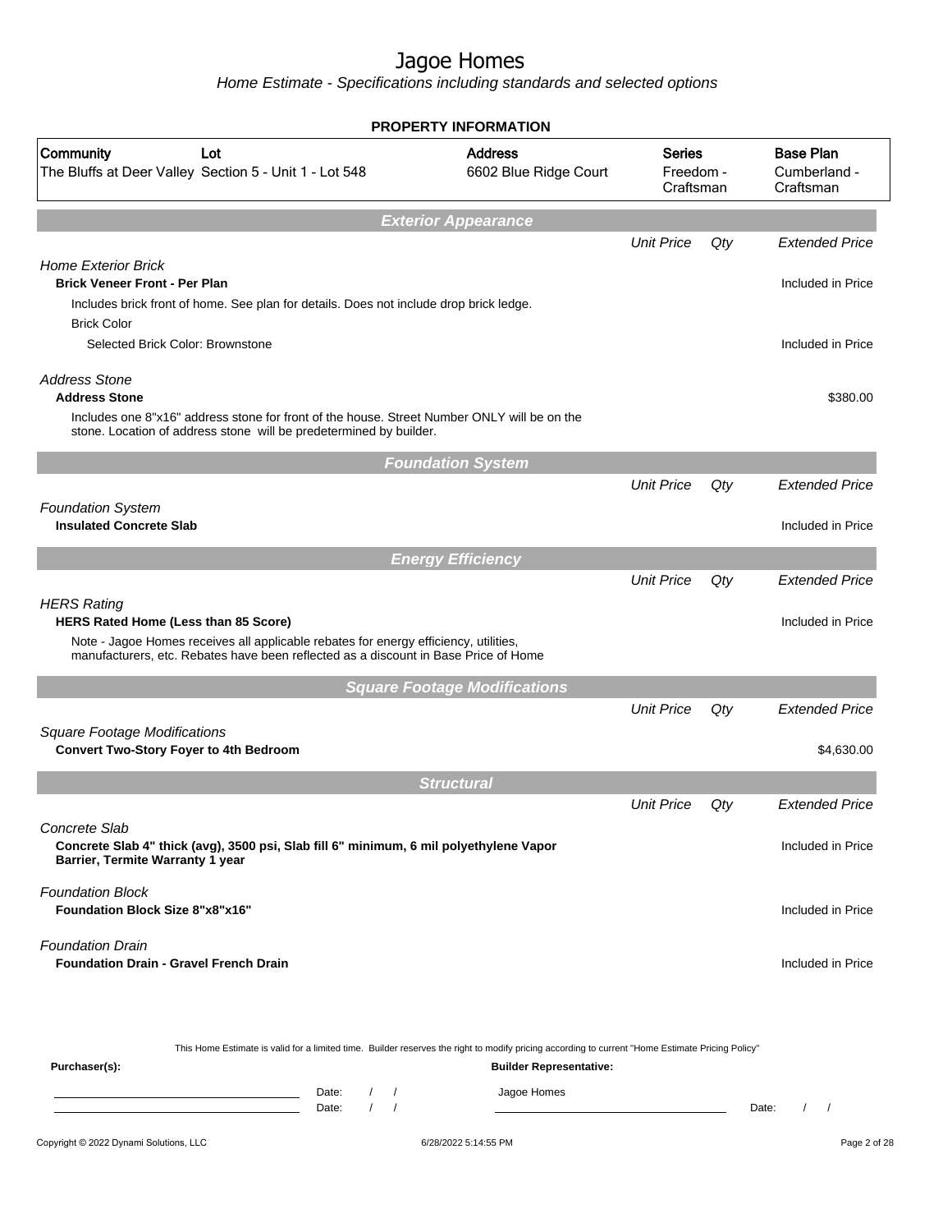# Jagoe Homes

*Home Estimate - Specifications including standards and selected options*

## PROPERTY INFORMATION

| Community | Lot | Address | Series | Base Plan |
|---|---|---|---|---|
| The Bluffs at Deer Valley | Section 5 - Unit 1 - Lot 548 | 6602 Blue Ridge Court | Freedom - Craftsman | Cumberland - Craftsman |

## Exterior Appearance

| | Unit Price | Qty | Extended Price |
|---|---|---|---|
| *Home Exterior Brick* | | | |
| **Brick Veneer Front - Per Plan** | | | Included in Price |
| Includes brick front of home. See plan for details. Does not include drop brick ledge. | | | |
| Brick Color | | | |
| Selected Brick Color: Brownstone | | | Included in Price |
| *Address Stone* | | | |
| **Address Stone** | | | $380.00 |
| Includes one 8"x16" address stone for front of the house. Street Number ONLY will be on the stone. Location of address stone will be predetermined by builder. | | | |

## Foundation System

| | Unit Price | Qty | Extended Price |
|---|---|---|---|
| *Foundation System* | | | |
| **Insulated Concrete Slab** | | | Included in Price |

## Energy Efficiency

| | Unit Price | Qty | Extended Price |
|---|---|---|---|
| *HERS Rating* | | | |
| **HERS Rated Home (Less than 85 Score)** | | | Included in Price |
| Note - Jagoe Homes receives all applicable rebates for energy efficiency, utilities, manufacturers, etc. Rebates have been reflected as a discount in Base Price of Home | | | |

## Square Footage Modifications

| | Unit Price | Qty | Extended Price |
|---|---|---|---|
| *Square Footage Modifications* | | | |
| **Convert Two-Story Foyer to 4th Bedroom** | | | $4,630.00 |

## Structural

| | Unit Price | Qty | Extended Price |
|---|---|---|---|
| *Concrete Slab* | | | |
| **Concrete Slab 4" thick (avg), 3500 psi, Slab fill 6" minimum, 6 mil polyethylene Vapor Barrier, Termite Warranty 1 year** | | | Included in Price |
| *Foundation Block* | | | |
| **Foundation Block Size 8"x8"x16"** | | | Included in Price |
| *Foundation Drain* | | | |
| **Foundation Drain - Gravel French Drain** | | | Included in Price |

This Home Estimate is valid for a limited time. Builder reserves the right to modify pricing according to current "Home Estimate Pricing Policy"

**Purchaser(s):** Date: / / Date: / /

**Builder Representative:** Jagoe Homes Date: / /

Copyright © 2022 Dynami Solutions, LLC 6/28/2022 5:14:55 PM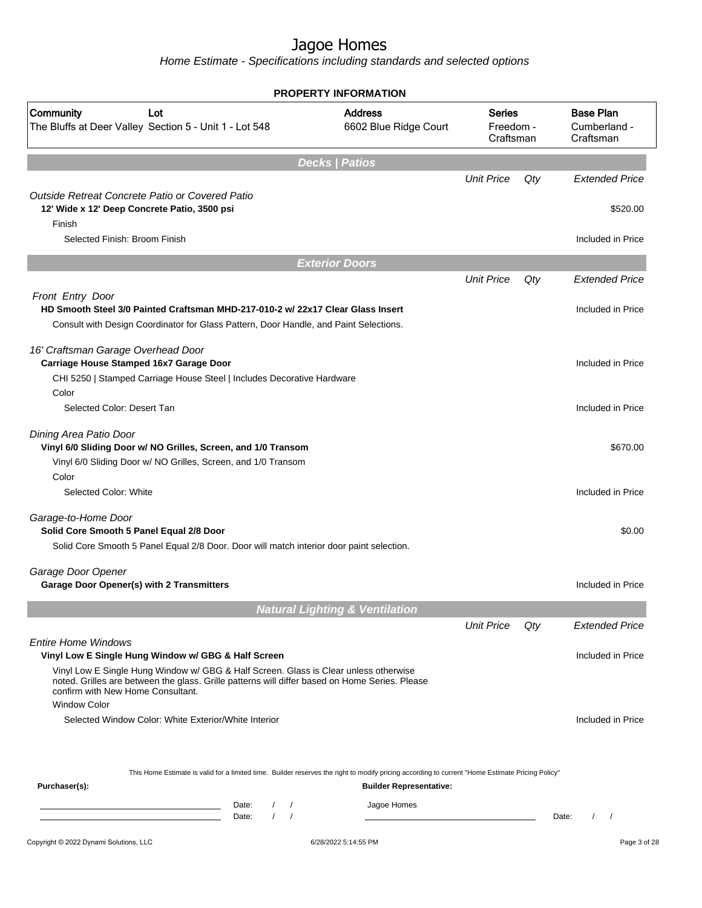# Jagoe Homes

*Home Estimate - Specifications including standards and selected options*

## PROPERTY INFORMATION

| Community | Lot | Address | Series | Base Plan |
|---|---|---|---|---|
| The Bluffs at Deer Valley | Section 5 - Unit 1 - Lot 548 | 6602 Blue Ridge Court | Freedom - Craftsman | Cumberland - Craftsman |

## Decks | Patios

| | Unit Price | Qty | Extended Price |
|---|---|---|---|
| *Outside Retreat Concrete Patio or Covered Patio* | | | |
| **12' Wide x 12' Deep Concrete Patio, 3500 psi** | | | $520.00 |
| Finish | | | |
| Selected Finish: Broom Finish | | | Included in Price |

## Exterior Doors

| | Unit Price | Qty | Extended Price |
|---|---|---|---|
| *Front Entry Door* | | | |
| **HD Smooth Steel 3/0 Painted Craftsman MHD-217-010-2 w/ 22x17 Clear Glass Insert** | | | Included in Price |
| Consult with Design Coordinator for Glass Pattern, Door Handle, and Paint Selections. | | | |
| *16' Craftsman Garage Overhead Door* | | | |
| **Carriage House Stamped 16x7 Garage Door** | | | Included in Price |
| CHI 5250 \| Stamped Carriage House Steel \| Includes Decorative Hardware | | | |
| Color | | | |
| Selected Color: Desert Tan | | | Included in Price |
| *Dining Area Patio Door* | | | |
| **Vinyl 6/0 Sliding Door w/ NO Grilles, Screen, and 1/0 Transom** | | | $670.00 |
| Vinyl 6/0 Sliding Door w/ NO Grilles, Screen, and 1/0 Transom | | | |
| Color | | | |
| Selected Color: White | | | Included in Price |
| *Garage-to-Home Door* | | | |
| **Solid Core Smooth 5 Panel Equal 2/8 Door** | | | $0.00 |
| Solid Core Smooth 5 Panel Equal 2/8 Door. Door will match interior door paint selection. | | | |
| *Garage Door Opener* | | | |
| **Garage Door Opener(s) with 2 Transmitters** | | | Included in Price |

## Natural Lighting & Ventilation

| | Unit Price | Qty | Extended Price |
|---|---|---|---|
| *Entire Home Windows* | | | |
| **Vinyl Low E Single Hung Window w/ GBG & Half Screen** | | | Included in Price |
| Vinyl Low E Single Hung Window w/ GBG & Half Screen. Glass is Clear unless otherwise noted. Grilles are between the glass. Grille patterns will differ based on Home Series. Please confirm with New Home Consultant. | | | |
| Window Color | | | |
| Selected Window Color: White Exterior/White Interior | | | Included in Price |

This Home Estimate is valid for a limited time. Builder reserves the right to modify pricing according to current "Home Estimate Pricing Policy"

**Purchaser(s):** Date: / /
Date: / /

**Builder Representative:** Jagoe Homes
Date: / /

Copyright © 2022 Dynami Solutions, LLC — 6/28/2022 5:14:55 PM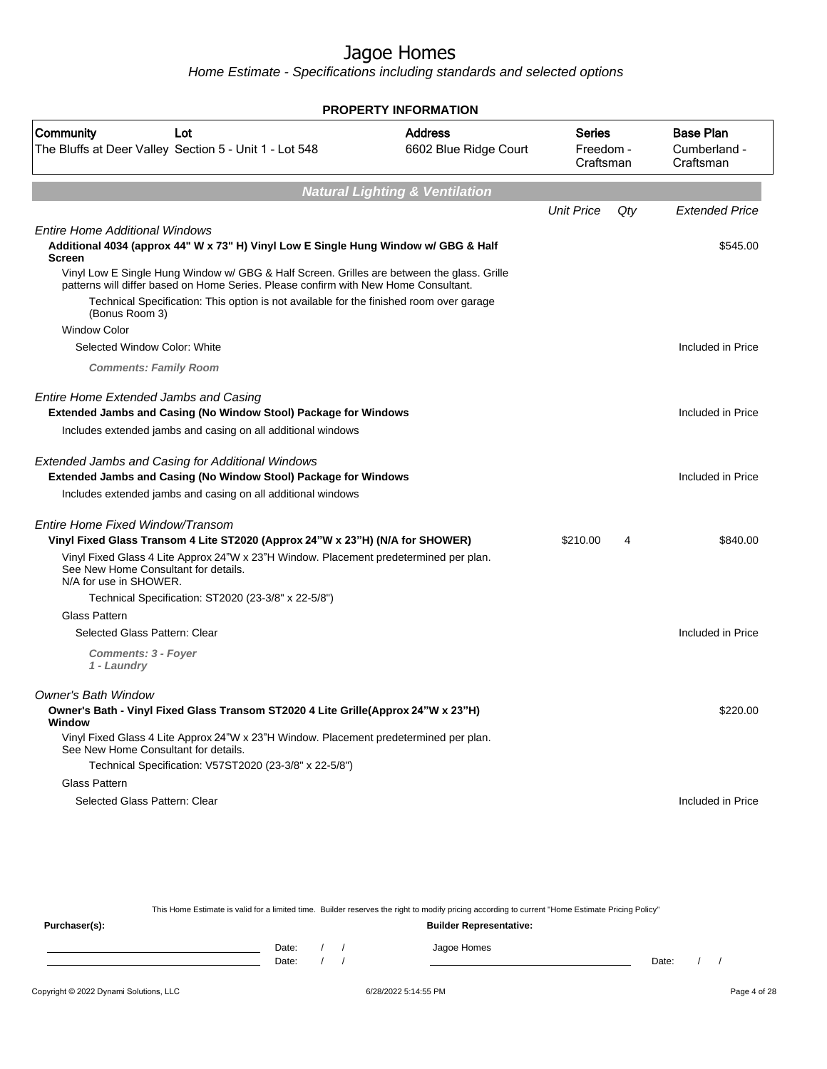# Jagoe Homes

Home Estimate - Specifications including standards and selected options

**PROPERTY INFORMATION**

| Community | Lot | Address | Series | Base Plan |
|---|---|---|---|---|
| The Bluffs at Deer Valley | Section 5 - Unit 1 - Lot 548 | 6602 Blue Ridge Court | Freedom - Craftsman | Cumberland - Craftsman |

## Natural Lighting & Ventilation

| | Unit Price | Qty | Extended Price |
|---|---|---|---|
| *Entire Home Additional Windows* | | | |
| **Additional 4034 (approx 44" W x 73" H) Vinyl Low E Single Hung Window w/ GBG & Half Screen** | | | $545.00 |
| Vinyl Low E Single Hung Window w/ GBG & Half Screen. Grilles are between the glass. Grille patterns will differ based on Home Series. Please confirm with New Home Consultant. | | | |
| Technical Specification: This option is not available for the finished room over garage (Bonus Room 3) | | | |
| Window Color | | | |
| Selected Window Color: White | | | Included in Price |
| ***Comments: Family Room*** | | | |
| *Entire Home Extended Jambs and Casing* | | | |
| **Extended Jambs and Casing (No Window Stool) Package for Windows** | | | Included in Price |
| Includes extended jambs and casing on all additional windows | | | |
| *Extended Jambs and Casing for Additional Windows* | | | |
| **Extended Jambs and Casing (No Window Stool) Package for Windows** | | | Included in Price |
| Includes extended jambs and casing on all additional windows | | | |
| *Entire Home Fixed Window/Transom* | | | |
| **Vinyl Fixed Glass Transom 4 Lite ST2020 (Approx 24"W x 23"H) (N/A for SHOWER)** | $210.00 | 4 | $840.00 |
| Vinyl Fixed Glass 4 Lite Approx 24"W x 23"H Window. Placement predetermined per plan. See New Home Consultant for details. N/A for use in SHOWER. | | | |
| Technical Specification: ST2020 (23-3/8" x 22-5/8") | | | |
| Glass Pattern | | | |
| Selected Glass Pattern: Clear | | | Included in Price |
| ***Comments: 3 - Foyer 1 - Laundry*** | | | |
| *Owner's Bath Window* | | | |
| **Owner's Bath - Vinyl Fixed Glass Transom ST2020 4 Lite Grille(Approx 24"W x 23"H) Window** | | | $220.00 |
| Vinyl Fixed Glass 4 Lite Approx 24"W x 23"H Window. Placement predetermined per plan. See New Home Consultant for details. | | | |
| Technical Specification: V57ST2020 (23-3/8" x 22-5/8") | | | |
| Glass Pattern | | | |
| Selected Glass Pattern: Clear | | | Included in Price |

This Home Estimate is valid for a limited time. Builder reserves the right to modify pricing according to current "Home Estimate Pricing Policy"

**Purchaser(s):**

Date: / /

Date: / /

**Builder Representative:**

Jagoe Homes

Date: / /

Copyright © 2022 Dynami Solutions, LLC — 6/28/2022 5:14:55 PM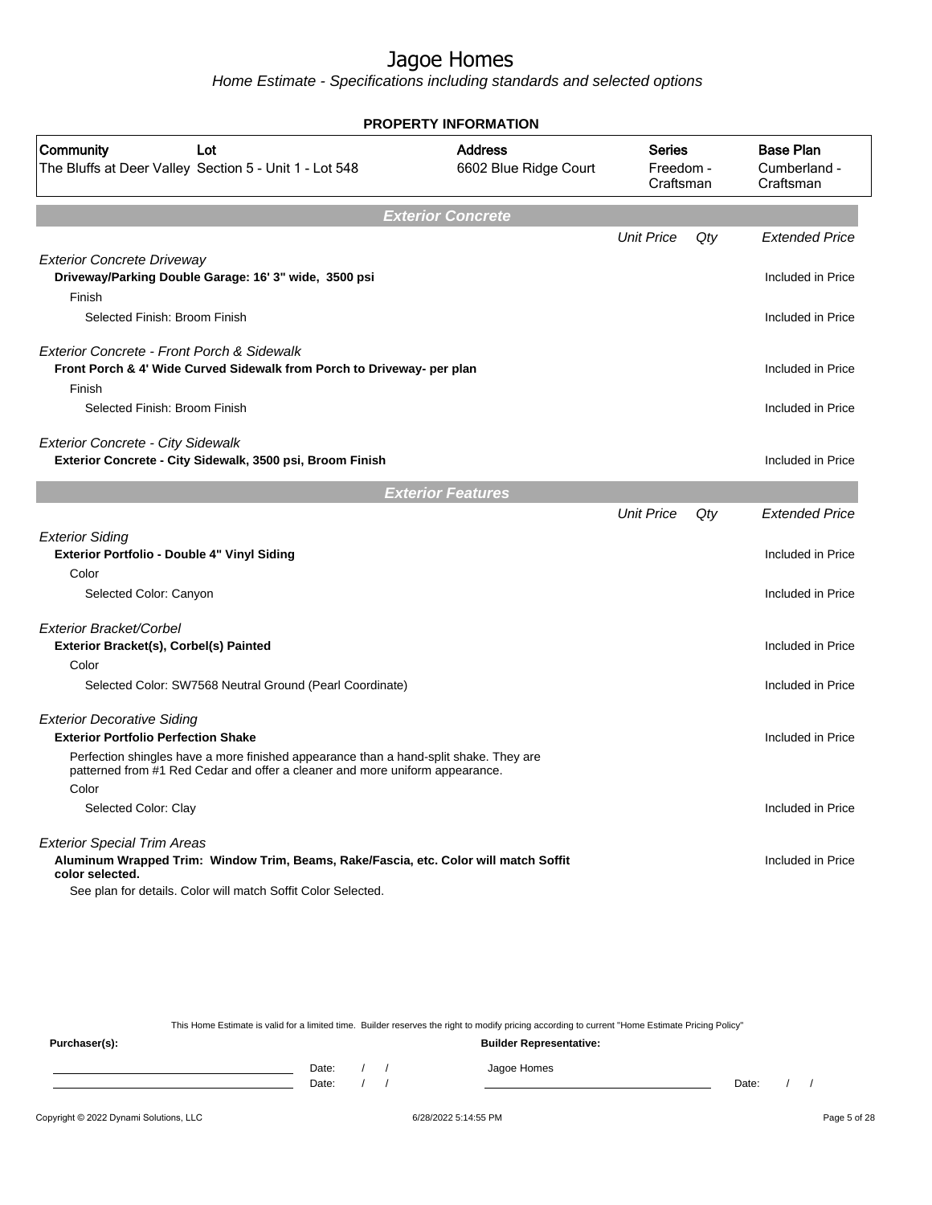# Jagoe Homes

*Home Estimate - Specifications including standards and selected options*

## PROPERTY INFORMATION

| Community | Lot | Address | Series | Base Plan |
|---|---|---|---|---|
| The Bluffs at Deer Valley | Section 5 - Unit 1 - Lot 548 | 6602 Blue Ridge Court | Freedom - Craftsman | Cumberland - Craftsman |

## Exterior Concrete

| | Unit Price | Qty | Extended Price |
|---|---|---|---|
| *Exterior Concrete Driveway* | | | |
| **Driveway/Parking Double Garage: 16' 3" wide, 3500 psi** | | | Included in Price |
| Finish | | | |
| Selected Finish: Broom Finish | | | Included in Price |
| *Exterior Concrete - Front Porch & Sidewalk* | | | |
| **Front Porch & 4' Wide Curved Sidewalk from Porch to Driveway- per plan** | | | Included in Price |
| Finish | | | |
| Selected Finish: Broom Finish | | | Included in Price |
| *Exterior Concrete - City Sidewalk* | | | |
| **Exterior Concrete - City Sidewalk, 3500 psi, Broom Finish** | | | Included in Price |

## Exterior Features

| | Unit Price | Qty | Extended Price |
|---|---|---|---|
| *Exterior Siding* | | | |
| **Exterior Portfolio - Double 4" Vinyl Siding** | | | Included in Price |
| Color | | | |
| Selected Color: Canyon | | | Included in Price |
| *Exterior Bracket/Corbel* | | | |
| **Exterior Bracket(s), Corbel(s) Painted** | | | Included in Price |
| Color | | | |
| Selected Color: SW7568 Neutral Ground (Pearl Coordinate) | | | Included in Price |
| *Exterior Decorative Siding* | | | |
| **Exterior Portfolio Perfection Shake** | | | Included in Price |
| Perfection shingles have a more finished appearance than a hand-split shake. They are patterned from #1 Red Cedar and offer a cleaner and more uniform appearance. | | | |
| Color | | | |
| Selected Color: Clay | | | Included in Price |
| *Exterior Special Trim Areas* | | | |
| **Aluminum Wrapped Trim: Window Trim, Beams, Rake/Fascia, etc. Color will match Soffit color selected.** | | | Included in Price |
| See plan for details. Color will match Soffit Color Selected. | | | |

This Home Estimate is valid for a limited time. Builder reserves the right to modify pricing according to current "Home Estimate Pricing Policy"

**Purchaser(s):**

Date: / /

Date: / /

**Builder Representative:**

Jagoe Homes

Date: / /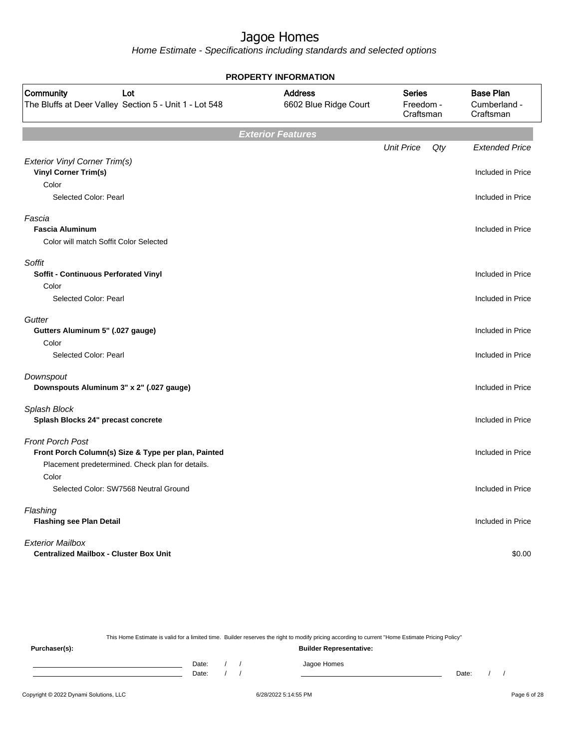# Jagoe Homes

*Home Estimate - Specifications including standards and selected options*

**PROPERTY INFORMATION**

| Community | Lot | Address | Series | Base Plan |
|---|---|---|---|---|
| The Bluffs at Deer Valley | Section 5 - Unit 1 - Lot 548 | 6602 Blue Ridge Court | Freedom - Craftsman | Cumberland - Craftsman |

## Exterior Features

| | Unit Price | Qty | Extended Price |
|---|---|---|---|
| *Exterior Vinyl Corner Trim(s)* | | | |
| **Vinyl Corner Trim(s)** | | | Included in Price |
| Color | | | |
| Selected Color: Pearl | | | Included in Price |
| *Fascia* | | | |
| **Fascia Aluminum** | | | Included in Price |
| Color will match Soffit Color Selected | | | |
| *Soffit* | | | |
| **Soffit - Continuous Perforated Vinyl** | | | Included in Price |
| Color | | | |
| Selected Color: Pearl | | | Included in Price |
| *Gutter* | | | |
| **Gutters Aluminum 5" (.027 gauge)** | | | Included in Price |
| Color | | | |
| Selected Color: Pearl | | | Included in Price |
| *Downspout* | | | |
| **Downspouts Aluminum 3" x 2" (.027 gauge)** | | | Included in Price |
| *Splash Block* | | | |
| **Splash Blocks 24" precast concrete** | | | Included in Price |
| *Front Porch Post* | | | |
| **Front Porch Column(s) Size & Type per plan, Painted** | | | Included in Price |
| Placement predetermined. Check plan for details. | | | |
| Color | | | |
| Selected Color: SW7568 Neutral Ground | | | Included in Price |
| *Flashing* | | | |
| **Flashing see Plan Detail** | | | Included in Price |
| *Exterior Mailbox* | | | |
| **Centralized Mailbox - Cluster Box Unit** | | | $0.00 |

This Home Estimate is valid for a limited time. Builder reserves the right to modify pricing according to current "Home Estimate Pricing Policy"

**Purchaser(s):** Date: / / Date: / /

**Builder Representative:** Jagoe Homes Date: / /

Copyright © 2022 Dynami Solutions, LLC 6/28/2022 5:14:55 PM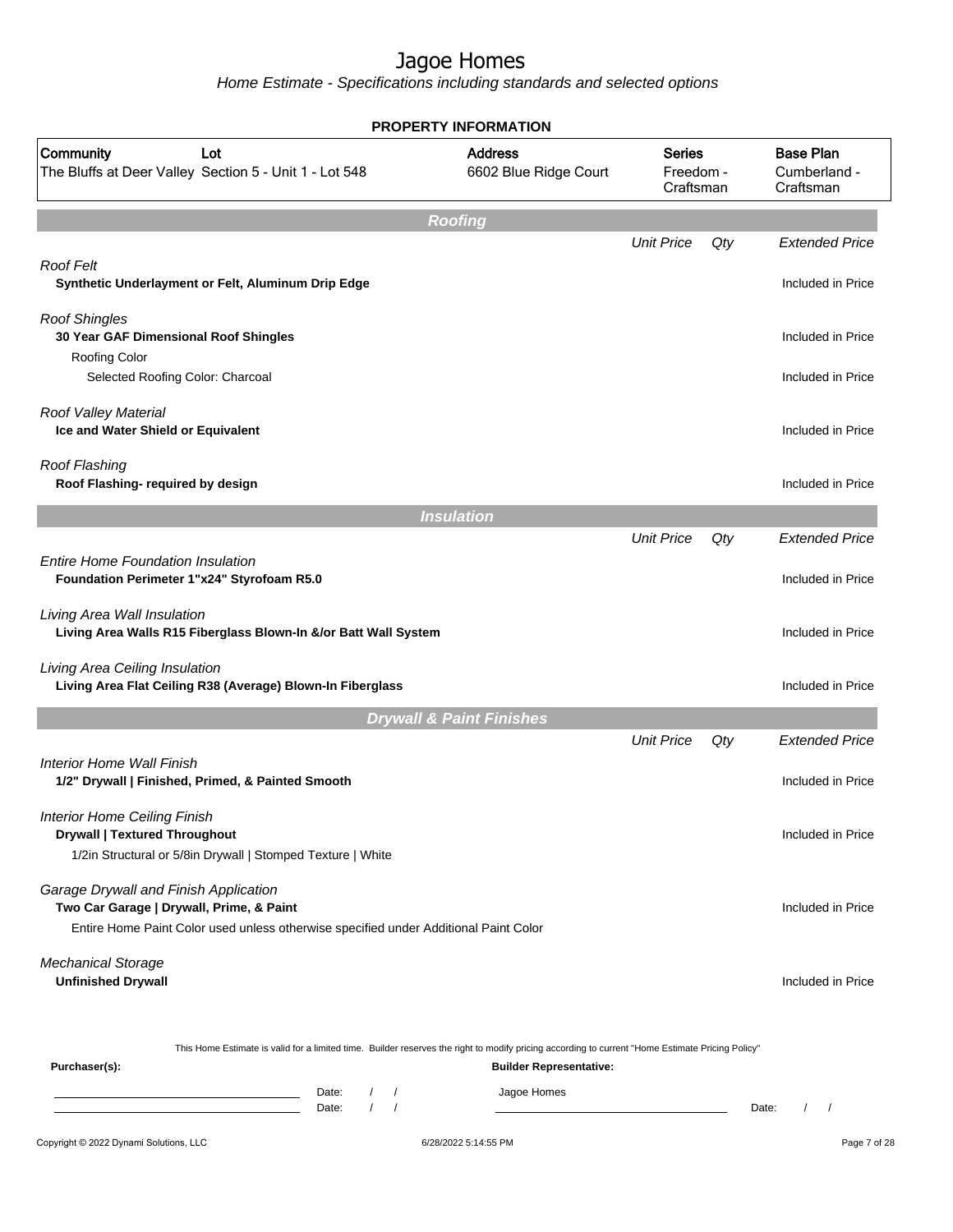# Jagoe Homes

*Home Estimate - Specifications including standards and selected options*

## PROPERTY INFORMATION

| Community | Lot | Address | Series | Base Plan |
|---|---|---|---|---|
| The Bluffs at Deer Valley | Section 5 - Unit 1 - Lot 548 | 6602 Blue Ridge Court | Freedom - Craftsman | Cumberland - Craftsman |

## Roofing

| | Unit Price | Qty | Extended Price |
|---|---|---|---|
| *Roof Felt* | | | |
| **Synthetic Underlayment or Felt, Aluminum Drip Edge** | | | Included in Price |
| *Roof Shingles* | | | |
| **30 Year GAF Dimensional Roof Shingles** | | | Included in Price |
| Roofing Color | | | |
| Selected Roofing Color: Charcoal | | | Included in Price |
| *Roof Valley Material* | | | |
| **Ice and Water Shield or Equivalent** | | | Included in Price |
| *Roof Flashing* | | | |
| **Roof Flashing- required by design** | | | Included in Price |

## Insulation

| | Unit Price | Qty | Extended Price |
|---|---|---|---|
| *Entire Home Foundation Insulation* | | | |
| **Foundation Perimeter 1"x24" Styrofoam R5.0** | | | Included in Price |
| *Living Area Wall Insulation* | | | |
| **Living Area Walls R15 Fiberglass Blown-In &/or Batt Wall System** | | | Included in Price |
| *Living Area Ceiling Insulation* | | | |
| **Living Area Flat Ceiling R38 (Average) Blown-In Fiberglass** | | | Included in Price |

## Drywall & Paint Finishes

| | Unit Price | Qty | Extended Price |
|---|---|---|---|
| *Interior Home Wall Finish* | | | |
| **1/2" Drywall \| Finished, Primed, & Painted Smooth** | | | Included in Price |
| *Interior Home Ceiling Finish* | | | |
| **Drywall \| Textured Throughout** | | | Included in Price |
| 1/2in Structural or 5/8in Drywall \| Stomped Texture \| White | | | |
| *Garage Drywall and Finish Application* | | | |
| **Two Car Garage \| Drywall, Prime, & Paint** | | | Included in Price |
| Entire Home Paint Color used unless otherwise specified under Additional Paint Color | | | |
| *Mechanical Storage* | | | |
| **Unfinished Drywall** | | | Included in Price |

This Home Estimate is valid for a limited time. Builder reserves the right to modify pricing according to current "Home Estimate Pricing Policy"

**Purchaser(s):** Date: / / Date: / /

**Builder Representative:** Jagoe Homes Date: / /

Copyright © 2022 Dynami Solutions, LLC 6/28/2022 5:14:55 PM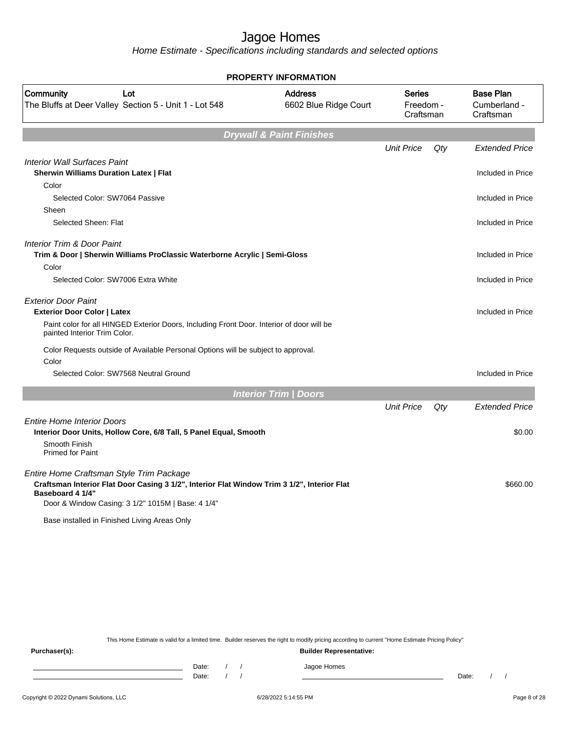# Jagoe Homes

*Home Estimate - Specifications including standards and selected options*

**PROPERTY INFORMATION**

| Community | Lot | Address | Series | Base Plan |
|---|---|---|---|---|
| The Bluffs at Deer Valley | Section 5 - Unit 1 - Lot 548 | 6602 Blue Ridge Court | Freedom - Craftsman | Cumberland - Craftsman |

## Drywall & Paint Finishes

| | Unit Price | Qty | Extended Price |
|---|---|---|---|
| *Interior Wall Surfaces Paint* | | | |
| **Sherwin Williams Duration Latex \| Flat** | | | Included in Price |
| Color | | | |
| Selected Color: SW7064 Passive | | | Included in Price |
| Sheen | | | |
| Selected Sheen: Flat | | | Included in Price |
| *Interior Trim & Door Paint* | | | |
| **Trim & Door \| Sherwin Williams ProClassic Waterborne Acrylic \| Semi-Gloss** | | | Included in Price |
| Color | | | |
| Selected Color: SW7006 Extra White | | | Included in Price |
| *Exterior Door Paint* | | | |
| **Exterior Door Color \| Latex** | | | Included in Price |
| Paint color for all HINGED Exterior Doors, Including Front Door. Interior of door will be painted Interior Trim Color. | | | |
| Color Requests outside of Available Personal Options will be subject to approval. | | | |
| Color | | | |
| Selected Color: SW7568 Neutral Ground | | | Included in Price |

## Interior Trim | Doors

| | Unit Price | Qty | Extended Price |
|---|---|---|---|
| *Entire Home Interior Doors* | | | |
| **Interior Door Units, Hollow Core, 6/8 Tall, 5 Panel Equal, Smooth** | | | $0.00 |
| Smooth Finish<br>Primed for Paint | | | |
| *Entire Home Craftsman Style Trim Package* | | | |
| **Craftsman Interior Flat Door Casing 3 1/2", Interior Flat Window Trim 3 1/2", Interior Flat Baseboard 4 1/4"** | | | $660.00 |
| Door & Window Casing: 3 1/2" 1015M \| Base: 4 1/4" | | | |
| Base installed in Finished Living Areas Only | | | |

This Home Estimate is valid for a limited time. Builder reserves the right to modify pricing according to current "Home Estimate Pricing Policy"

**Purchaser(s):**

Date: / /

Date: / /

**Builder Representative:**

Jagoe Homes

Date: / /

Copyright © 2022 Dynami Solutions, LLC 6/28/2022 5:14:55 PM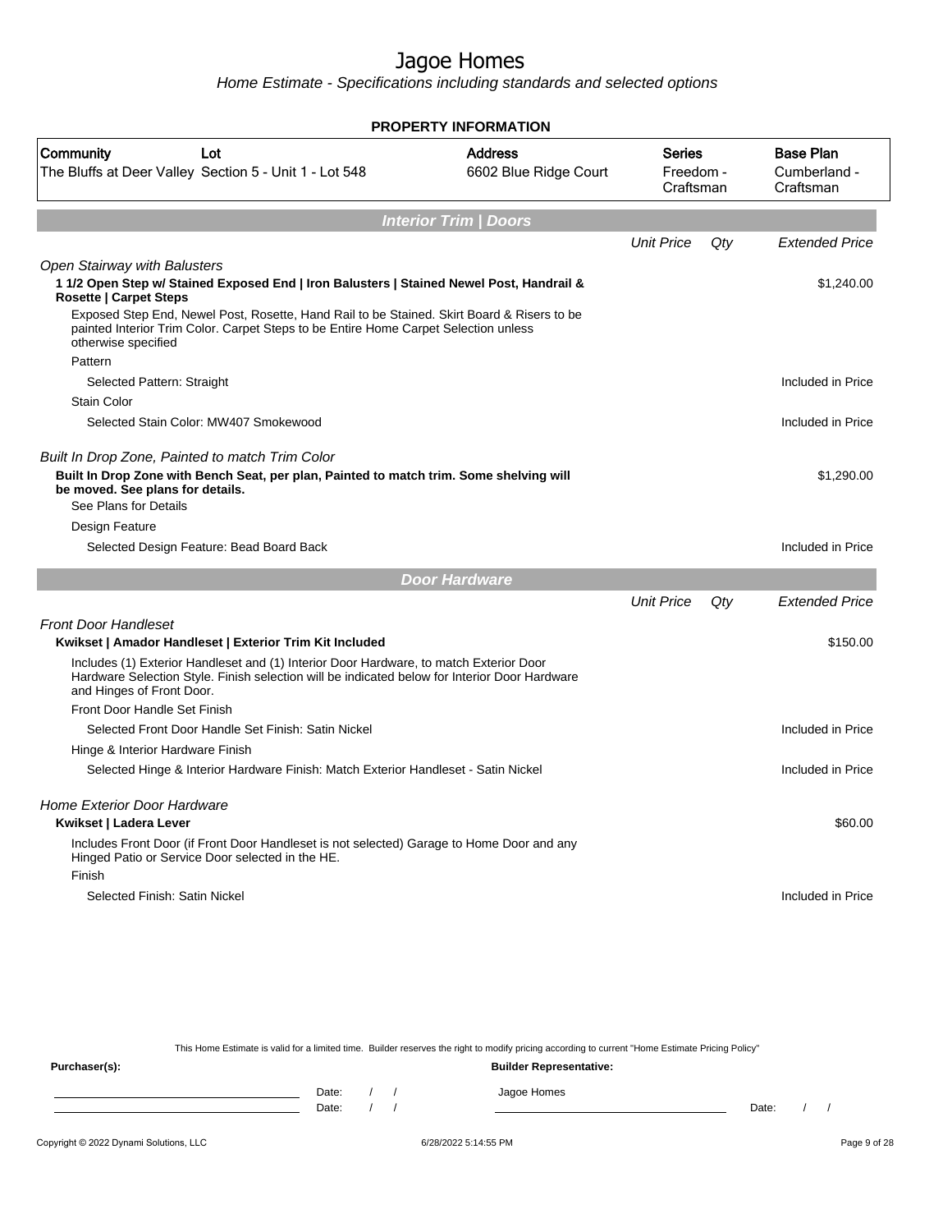# Jagoe Homes

Home Estimate - Specifications including standards and selected options

## PROPERTY INFORMATION

| Community | Lot | Address | Series | Base Plan |
|---|---|---|---|---|
| The Bluffs at Deer Valley | Section 5 - Unit 1 - Lot 548 | 6602 Blue Ridge Court | Freedom - Craftsman | Cumberland - Craftsman |

## Interior Trim | Doors

| | Unit Price | Qty | Extended Price |
|---|---|---|---|
| *Open Stairway with Balusters* | | | |
| **1 1/2 Open Step w/ Stained Exposed End \| Iron Balusters \| Stained Newel Post, Handrail & Rosette \| Carpet Steps** | | | $1,240.00 |
| Exposed Step End, Newel Post, Rosette, Hand Rail to be Stained. Skirt Board & Risers to be painted Interior Trim Color. Carpet Steps to be Entire Home Carpet Selection unless otherwise specified | | | |
| Pattern | | | |
| Selected Pattern: Straight | | | Included in Price |
| Stain Color | | | |
| Selected Stain Color: MW407 Smokewood | | | Included in Price |
| *Built In Drop Zone, Painted to match Trim Color* | | | |
| **Built In Drop Zone with Bench Seat, per plan, Painted to match trim. Some shelving will be moved. See plans for details.** | | | $1,290.00 |
| See Plans for Details | | | |
| Design Feature | | | |
| Selected Design Feature: Bead Board Back | | | Included in Price |

## Door Hardware

| | Unit Price | Qty | Extended Price |
|---|---|---|---|
| *Front Door Handleset* | | | |
| **Kwikset \| Amador Handleset \| Exterior Trim Kit Included** | | | $150.00 |
| Includes (1) Exterior Handleset and (1) Interior Door Hardware, to match Exterior Door Hardware Selection Style. Finish selection will be indicated below for Interior Door Hardware and Hinges of Front Door. | | | |
| Front Door Handle Set Finish | | | |
| Selected Front Door Handle Set Finish: Satin Nickel | | | Included in Price |
| Hinge & Interior Hardware Finish | | | |
| Selected Hinge & Interior Hardware Finish: Match Exterior Handleset - Satin Nickel | | | Included in Price |
| *Home Exterior Door Hardware* | | | |
| **Kwikset \| Ladera Lever** | | | $60.00 |
| Includes Front Door (if Front Door Handleset is not selected) Garage to Home Door and any Hinged Patio or Service Door selected in the HE. | | | |
| Finish | | | |
| Selected Finish: Satin Nickel | | | Included in Price |

This Home Estimate is valid for a limited time. Builder reserves the right to modify pricing according to current "Home Estimate Pricing Policy"

**Purchaser(s):** **Builder Representative:**

Date: / / Jagoe Homes

Date: / / Date: / /

Copyright © 2022 Dynami Solutions, LLC 6/28/2022 5:14:55 PM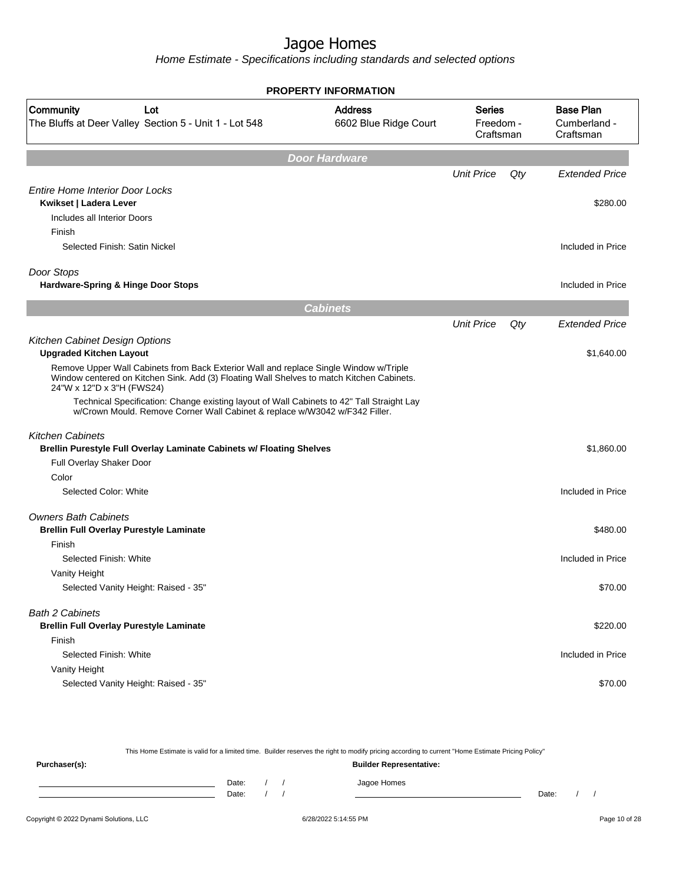# Jagoe Homes

*Home Estimate - Specifications including standards and selected options*

## PROPERTY INFORMATION

| Community | Lot | Address | Series | Base Plan |
|---|---|---|---|---|
| The Bluffs at Deer Valley | Section 5 - Unit 1 - Lot 548 | 6602 Blue Ridge Court | Freedom - Craftsman | Cumberland - Craftsman |

## Door Hardware

| | Unit Price | Qty | Extended Price |
|---|---|---|---|
| *Entire Home Interior Door Locks* | | | |
| **Kwikset \| Ladera Lever** | | | $280.00 |
| Includes all Interior Doors | | | |
| Finish | | | |
| Selected Finish: Satin Nickel | | | Included in Price |
| *Door Stops* | | | |
| **Hardware-Spring & Hinge Door Stops** | | | Included in Price |

## Cabinets

| | Unit Price | Qty | Extended Price |
|---|---|---|---|
| *Kitchen Cabinet Design Options* | | | |
| **Upgraded Kitchen Layout** | | | $1,640.00 |
| Remove Upper Wall Cabinets from Back Exterior Wall and replace Single Window w/Triple Window centered on Kitchen Sink. Add (3) Floating Wall Shelves to match Kitchen Cabinets. 24"W x 12"D x 3"H (FWS24) | | | |
| Technical Specification: Change existing layout of Wall Cabinets to 42" Tall Straight Lay w/Crown Mould. Remove Corner Wall Cabinet & replace w/W3042 w/F342 Filler. | | | |
| *Kitchen Cabinets* | | | |
| **Brellin Purestyle Full Overlay Laminate Cabinets w/ Floating Shelves** | | | $1,860.00 |
| Full Overlay Shaker Door | | | |
| Color | | | |
| Selected Color: White | | | Included in Price |
| *Owners Bath Cabinets* | | | |
| **Brellin Full Overlay Purestyle Laminate** | | | $480.00 |
| Finish | | | |
| Selected Finish: White | | | Included in Price |
| Vanity Height | | | |
| Selected Vanity Height: Raised - 35" | | | $70.00 |
| *Bath 2 Cabinets* | | | |
| **Brellin Full Overlay Purestyle Laminate** | | | $220.00 |
| Finish | | | |
| Selected Finish: White | | | Included in Price |
| Vanity Height | | | |
| Selected Vanity Height: Raised - 35" | | | $70.00 |

This Home Estimate is valid for a limited time. Builder reserves the right to modify pricing according to current "Home Estimate Pricing Policy"

**Purchaser(s):** Date: / / Date: / /

**Builder Representative:** Jagoe Homes Date: / /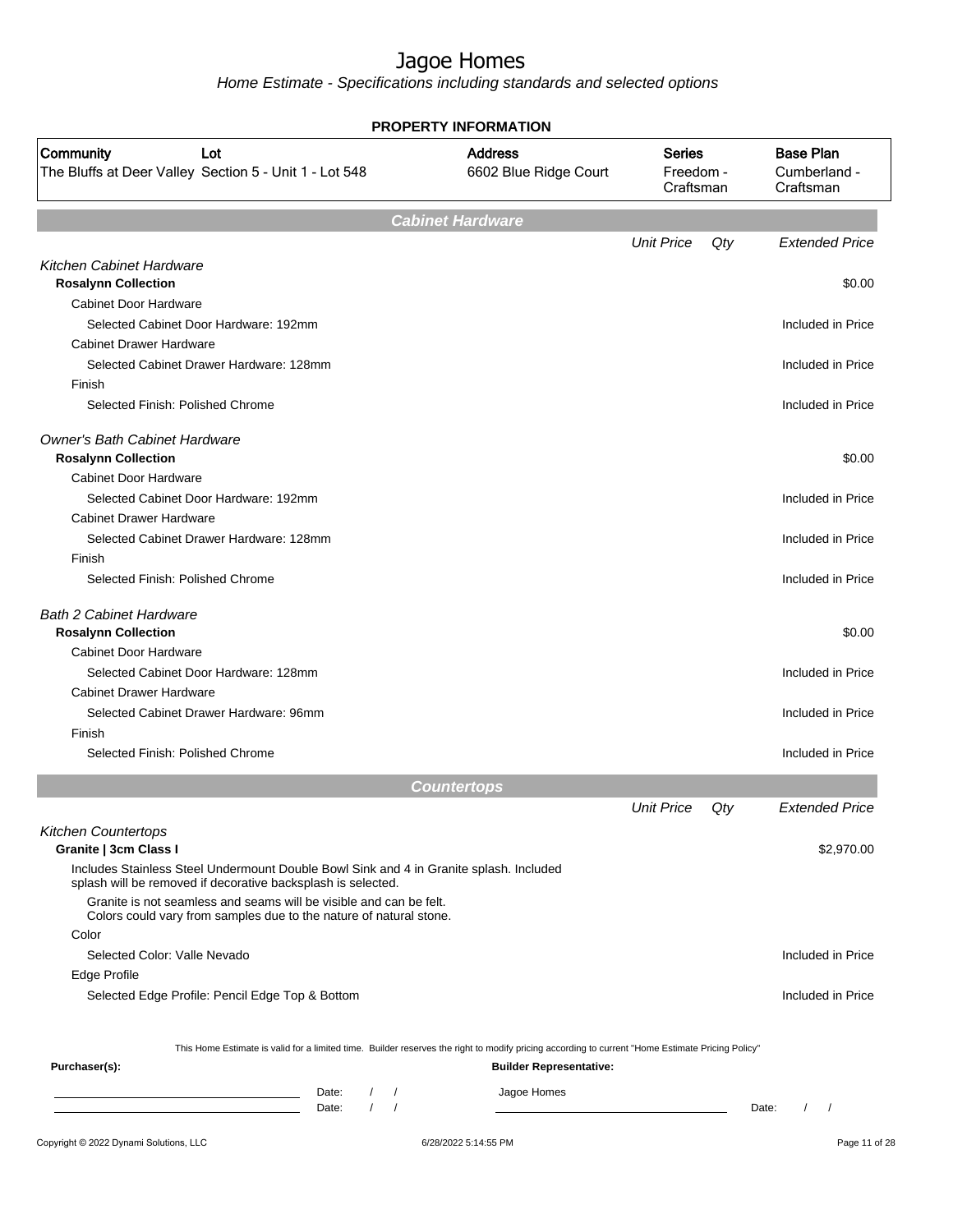# Jagoe Homes

*Home Estimate - Specifications including standards and selected options*

## PROPERTY INFORMATION

| Community | Lot | Address | Series | Base Plan |
|---|---|---|---|---|
| The Bluffs at Deer Valley | Section 5 - Unit 1 - Lot 548 | 6602 Blue Ridge Court | Freedom - Craftsman | Cumberland - Craftsman |

## Cabinet Hardware

| | Unit Price | Qty | Extended Price |
|---|---|---|---|
| *Kitchen Cabinet Hardware* | | | |
| **Rosalynn Collection** | | | $0.00 |
| Cabinet Door Hardware | | | |
| Selected Cabinet Door Hardware: 192mm | | | Included in Price |
| Cabinet Drawer Hardware | | | |
| Selected Cabinet Drawer Hardware: 128mm | | | Included in Price |
| Finish | | | |
| Selected Finish: Polished Chrome | | | Included in Price |
| *Owner's Bath Cabinet Hardware* | | | |
| **Rosalynn Collection** | | | $0.00 |
| Cabinet Door Hardware | | | |
| Selected Cabinet Door Hardware: 192mm | | | Included in Price |
| Cabinet Drawer Hardware | | | |
| Selected Cabinet Drawer Hardware: 128mm | | | Included in Price |
| Finish | | | |
| Selected Finish: Polished Chrome | | | Included in Price |
| *Bath 2 Cabinet Hardware* | | | |
| **Rosalynn Collection** | | | $0.00 |
| Cabinet Door Hardware | | | |
| Selected Cabinet Door Hardware: 128mm | | | Included in Price |
| Cabinet Drawer Hardware | | | |
| Selected Cabinet Drawer Hardware: 96mm | | | Included in Price |
| Finish | | | |
| Selected Finish: Polished Chrome | | | Included in Price |

## Countertops

| | Unit Price | Qty | Extended Price |
|---|---|---|---|
| *Kitchen Countertops* | | | |
| **Granite \| 3cm Class I** | | | $2,970.00 |
| Includes Stainless Steel Undermount Double Bowl Sink and 4 in Granite splash. Included splash will be removed if decorative backsplash is selected. | | | |
| Granite is not seamless and seams will be visible and can be felt. Colors could vary from samples due to the nature of natural stone. | | | |
| Color | | | |
| Selected Color: Valle Nevado | | | Included in Price |
| Edge Profile | | | |
| Selected Edge Profile: Pencil Edge Top & Bottom | | | Included in Price |

This Home Estimate is valid for a limited time. Builder reserves the right to modify pricing according to current "Home Estimate Pricing Policy"

**Purchaser(s):**

Date: / /

Date: / /

**Builder Representative:**

Jagoe Homes

Date: / /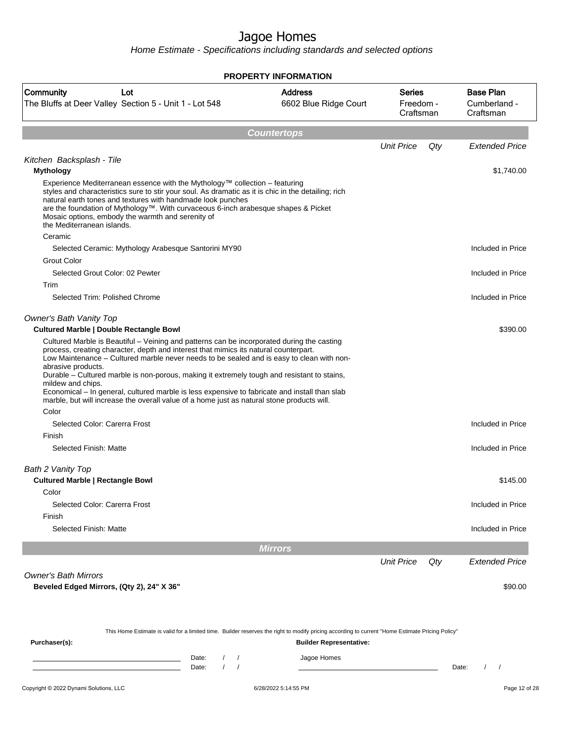# Jagoe Homes

*Home Estimate - Specifications including standards and selected options*

## PROPERTY INFORMATION

| Community | Lot | Address | Series | Base Plan |
|---|---|---|---|---|
| The Bluffs at Deer Valley | Section 5 - Unit 1 - Lot 548 | 6602 Blue Ridge Court | Freedom - Craftsman | Cumberland - Craftsman |

## Countertops

| | Unit Price | Qty | Extended Price |
|---|---|---|---|
| *Kitchen Backsplash - Tile* | | | |
| **Mythology** | | | $1,740.00 |
| Experience Mediterranean essence with the Mythology™ collection – featuring styles and characteristics sure to stir your soul. As dramatic as it is chic in the detailing; rich natural earth tones and textures with handmade look punches are the foundation of Mythology™. With curvaceous 6-inch arabesque shapes & Picket Mosaic options, embody the warmth and serenity of the Mediterranean islands. | | | |
| Ceramic | | | |
| Selected Ceramic: Mythology Arabesque Santorini MY90 | | | Included in Price |
| Grout Color | | | |
| Selected Grout Color: 02 Pewter | | | Included in Price |
| Trim | | | |
| Selected Trim: Polished Chrome | | | Included in Price |
| *Owner's Bath Vanity Top* | | | |
| **Cultured Marble \| Double Rectangle Bowl** | | | $390.00 |
| Cultured Marble is Beautiful – Veining and patterns can be incorporated during the casting process, creating character, depth and interest that mimics its natural counterpart. Low Maintenance – Cultured marble never needs to be sealed and is easy to clean with non-abrasive products. Durable – Cultured marble is non-porous, making it extremely tough and resistant to stains, mildew and chips. Economical – In general, cultured marble is less expensive to fabricate and install than slab marble, but will increase the overall value of a home just as natural stone products will. | | | |
| Color | | | |
| Selected Color: Carerra Frost | | | Included in Price |
| Finish | | | |
| Selected Finish: Matte | | | Included in Price |
| *Bath 2 Vanity Top* | | | |
| **Cultured Marble \| Rectangle Bowl** | | | $145.00 |
| Color | | | |
| Selected Color: Carerra Frost | | | Included in Price |
| Finish | | | |
| Selected Finish: Matte | | | Included in Price |

## Mirrors

| | Unit Price | Qty | Extended Price |
|---|---|---|---|
| *Owner's Bath Mirrors* | | | |
| **Beveled Edged Mirrors, (Qty 2), 24" X 36"** | | | $90.00 |

This Home Estimate is valid for a limited time. Builder reserves the right to modify pricing according to current "Home Estimate Pricing Policy"

**Purchaser(s):**

Date: / /

Date: / /

**Builder Representative:**

Jagoe Homes

Date: / /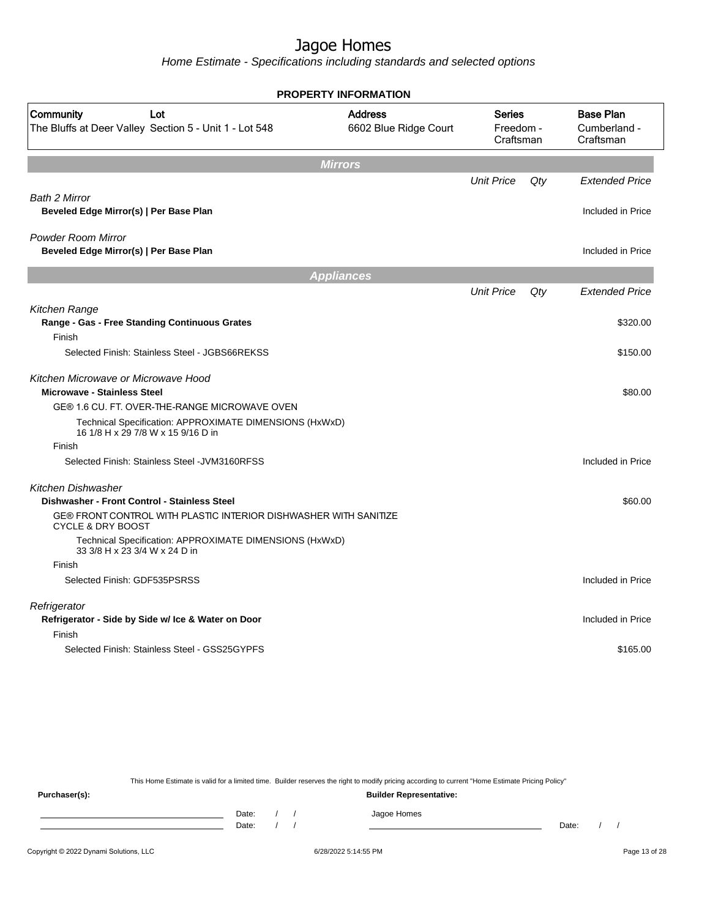# Jagoe Homes

*Home Estimate - Specifications including standards and selected options*

**PROPERTY INFORMATION**

| Community | Lot | Address | Series | Base Plan |
|---|---|---|---|---|
| The Bluffs at Deer Valley | Section 5 - Unit 1 - Lot 548 | 6602 Blue Ridge Court | Freedom - Craftsman | Cumberland - Craftsman |

## Mirrors

| | Unit Price | Qty | Extended Price |
|---|---|---|---|
| *Bath 2 Mirror* | | | |
| **Beveled Edge Mirror(s) \| Per Base Plan** | | | Included in Price |
| *Powder Room Mirror* | | | |
| **Beveled Edge Mirror(s) \| Per Base Plan** | | | Included in Price |

## Appliances

| | Unit Price | Qty | Extended Price |
|---|---|---|---|
| *Kitchen Range* | | | |
| **Range - Gas - Free Standing Continuous Grates** | | | $320.00 |
| Finish | | | |
| Selected Finish: Stainless Steel - JGBS66REKSS | | | $150.00 |
| *Kitchen Microwave or Microwave Hood* | | | |
| **Microwave - Stainless Steel** | | | $80.00 |
| GE® 1.6 CU. FT. OVER-THE-RANGE MICROWAVE OVEN | | | |
| Technical Specification: APPROXIMATE DIMENSIONS (HxWxD) 16 1/8 H x 29 7/8 W x 15 9/16 D in | | | |
| Finish | | | |
| Selected Finish: Stainless Steel -JVM3160RFSS | | | Included in Price |
| *Kitchen Dishwasher* | | | |
| **Dishwasher - Front Control - Stainless Steel** | | | $60.00 |
| GE® FRONT CONTROL WITH PLASTIC INTERIOR DISHWASHER WITH SANITIZE CYCLE & DRY BOOST | | | |
| Technical Specification: APPROXIMATE DIMENSIONS (HxWxD) 33 3/8 H x 23 3/4 W x 24 D in | | | |
| Finish | | | |
| Selected Finish: GDF535PSRSS | | | Included in Price |
| *Refrigerator* | | | |
| **Refrigerator - Side by Side w/ Ice & Water on Door** | | | Included in Price |
| Finish | | | |
| Selected Finish: Stainless Steel - GSS25GYPFS | | | $165.00 |

This Home Estimate is valid for a limited time. Builder reserves the right to modify pricing according to current "Home Estimate Pricing Policy"

**Purchaser(s):** Date: / / Date: / /

**Builder Representative:** Jagoe Homes Date: / /

Copyright © 2022 Dynami Solutions, LLC 6/28/2022 5:14:55 PM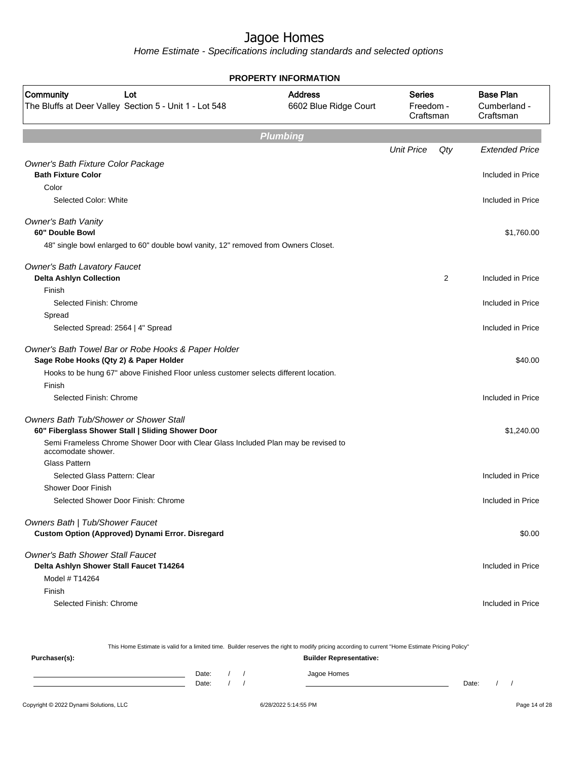# Jagoe Homes

Home Estimate - Specifications including standards and selected options

## PROPERTY INFORMATION

| Community | Lot | Address | Series | Base Plan |
|---|---|---|---|---|
| The Bluffs at Deer Valley | Section 5 - Unit 1 - Lot 548 | 6602 Blue Ridge Court | Freedom - Craftsman | Cumberland - Craftsman |

## Plumbing

| | Unit Price | Qty | Extended Price |
|---|---|---|---|
| *Owner's Bath Fixture Color Package* | | | |
| **Bath Fixture Color** | | | Included in Price |
| Color | | | |
| Selected Color: White | | | Included in Price |
| *Owner's Bath Vanity* | | | |
| **60" Double Bowl** | | | $1,760.00 |
| 48" single bowl enlarged to 60" double bowl vanity, 12" removed from Owners Closet. | | | |
| *Owner's Bath Lavatory Faucet* | | | |
| **Delta Ashlyn Collection** | | 2 | Included in Price |
| Finish | | | |
| Selected Finish: Chrome | | | Included in Price |
| Spread | | | |
| Selected Spread: 2564 \| 4" Spread | | | Included in Price |
| *Owner's Bath Towel Bar or Robe Hooks & Paper Holder* | | | |
| **Sage Robe Hooks (Qty 2) & Paper Holder** | | | $40.00 |
| Hooks to be hung 67" above Finished Floor unless customer selects different location. | | | |
| Finish | | | |
| Selected Finish: Chrome | | | Included in Price |
| *Owners Bath Tub/Shower or Shower Stall* | | | |
| **60" Fiberglass Shower Stall \| Sliding Shower Door** | | | $1,240.00 |
| Semi Frameless Chrome Shower Door with Clear Glass Included Plan may be revised to accomodate shower. | | | |
| Glass Pattern | | | |
| Selected Glass Pattern: Clear | | | Included in Price |
| Shower Door Finish | | | |
| Selected Shower Door Finish: Chrome | | | Included in Price |
| *Owners Bath \| Tub/Shower Faucet* | | | |
| **Custom Option (Approved) Dynami Error. Disregard** | | | $0.00 |
| *Owner's Bath Shower Stall Faucet* | | | |
| **Delta Ashlyn Shower Stall Faucet T14264** | | | Included in Price |
| Model # T14264 | | | |
| Finish | | | |
| Selected Finish: Chrome | | | Included in Price |

This Home Estimate is valid for a limited time. Builder reserves the right to modify pricing according to current "Home Estimate Pricing Policy"

**Purchaser(s):** Date: / / Date: / /

**Builder Representative:** Jagoe Homes Date: / /

Copyright © 2022 Dynami Solutions, LLC 6/28/2022 5:14:55 PM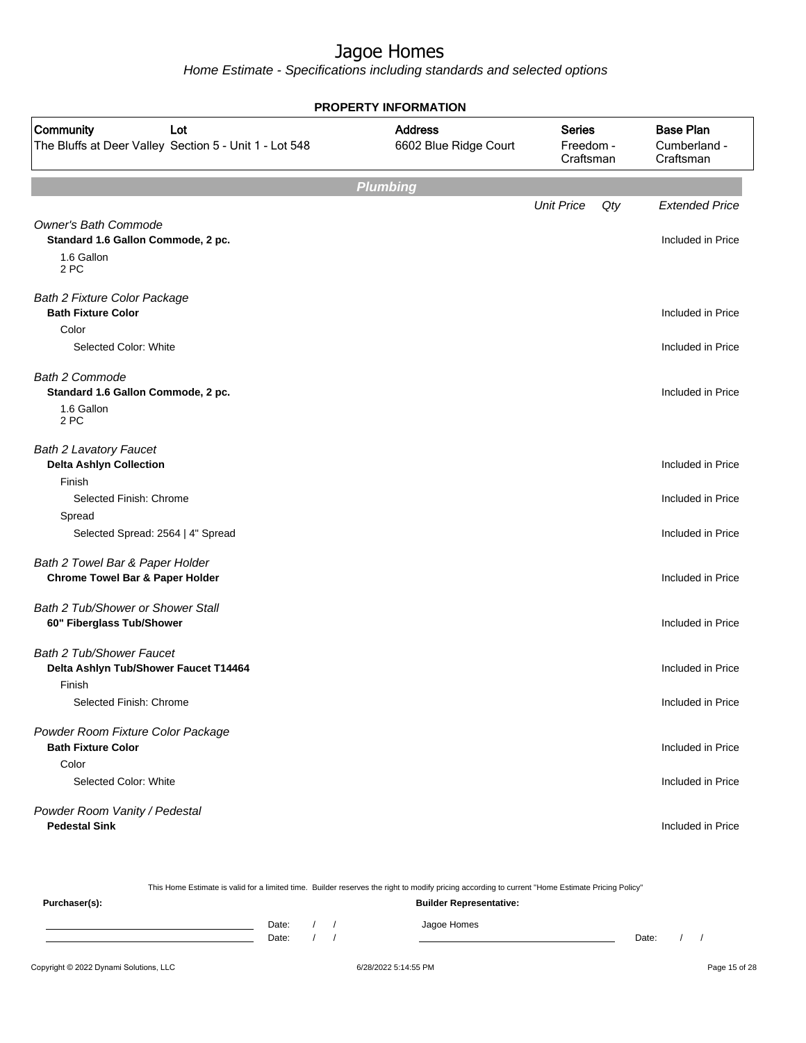# Jagoe Homes

*Home Estimate - Specifications including standards and selected options*

**PROPERTY INFORMATION**

| Community | Lot | Address | Series | Base Plan |
|---|---|---|---|---|
| The Bluffs at Deer Valley | Section 5 - Unit 1 - Lot 548 | 6602 Blue Ridge Court | Freedom - Craftsman | Cumberland - Craftsman |

## Plumbing

| | Unit Price | Qty | Extended Price |
|---|---|---|---|
| *Owner's Bath Commode* | | | |
| **Standard 1.6 Gallon Commode, 2 pc.** | | | Included in Price |
| 1.6 Gallon<br>2 PC | | | |
| *Bath 2 Fixture Color Package* | | | |
| **Bath Fixture Color** | | | Included in Price |
| Color | | | |
| Selected Color: White | | | Included in Price |
| *Bath 2 Commode* | | | |
| **Standard 1.6 Gallon Commode, 2 pc.** | | | Included in Price |
| 1.6 Gallon<br>2 PC | | | |
| *Bath 2 Lavatory Faucet* | | | |
| **Delta Ashlyn Collection** | | | Included in Price |
| Finish | | | |
| Selected Finish: Chrome | | | Included in Price |
| Spread | | | |
| Selected Spread: 2564 \| 4" Spread | | | Included in Price |
| *Bath 2 Towel Bar & Paper Holder* | | | |
| **Chrome Towel Bar & Paper Holder** | | | Included in Price |
| *Bath 2 Tub/Shower or Shower Stall* | | | |
| **60" Fiberglass Tub/Shower** | | | Included in Price |
| *Bath 2 Tub/Shower Faucet* | | | |
| **Delta Ashlyn Tub/Shower Faucet T14464** | | | Included in Price |
| Finish | | | |
| Selected Finish: Chrome | | | Included in Price |
| *Powder Room Fixture Color Package* | | | |
| **Bath Fixture Color** | | | Included in Price |
| Color | | | |
| Selected Color: White | | | Included in Price |
| *Powder Room Vanity / Pedestal* | | | |
| **Pedestal Sink** | | | Included in Price |

This Home Estimate is valid for a limited time. Builder reserves the right to modify pricing according to current "Home Estimate Pricing Policy"

**Purchaser(s):**

Date: / /

Date: / /

**Builder Representative:**

Jagoe Homes

Date: / /

Copyright © 2022 Dynami Solutions, LLC — 6/28/2022 5:14:55 PM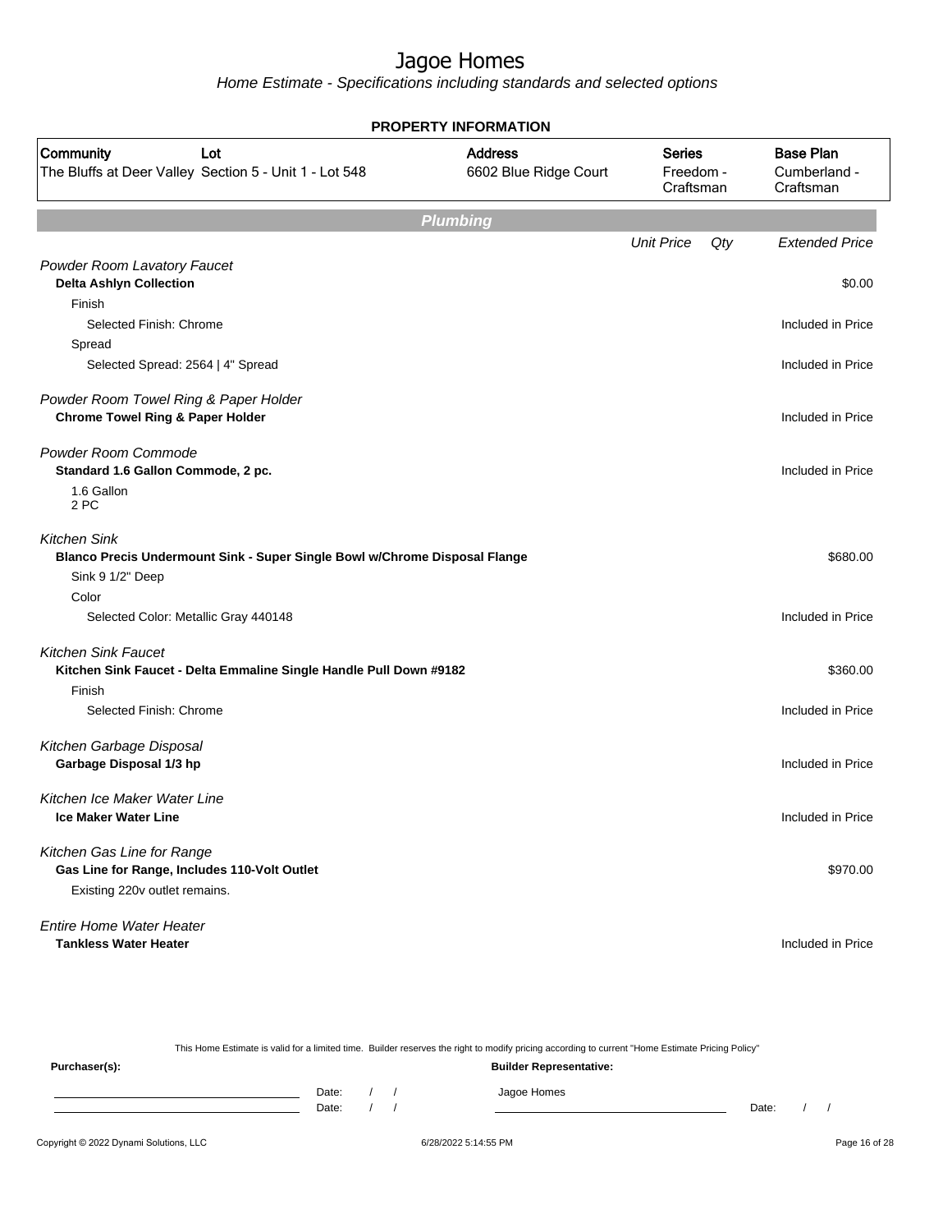# Jagoe Homes

*Home Estimate - Specifications including standards and selected options*

## PROPERTY INFORMATION

| Community | Lot | Address | Series | Base Plan |
|---|---|---|---|---|
| The Bluffs at Deer Valley | Section 5 - Unit 1 - Lot 548 | 6602 Blue Ridge Court | Freedom - Craftsman | Cumberland - Craftsman |

## Plumbing

| | Unit Price | Qty | Extended Price |
|---|---|---|---|
| *Powder Room Lavatory Faucet* | | | |
| **Delta Ashlyn Collection** | | | $0.00 |
| Finish | | | |
| Selected Finish: Chrome | | | Included in Price |
| Spread | | | |
| Selected Spread: 2564 \| 4" Spread | | | Included in Price |
| *Powder Room Towel Ring & Paper Holder* | | | |
| **Chrome Towel Ring & Paper Holder** | | | Included in Price |
| *Powder Room Commode* | | | |
| **Standard 1.6 Gallon Commode, 2 pc.** | | | Included in Price |
| 1.6 Gallon 2 PC | | | |
| *Kitchen Sink* | | | |
| **Blanco Precis Undermount Sink - Super Single Bowl w/Chrome Disposal Flange** | | | $680.00 |
| Sink 9 1/2" Deep | | | |
| Color | | | |
| Selected Color: Metallic Gray 440148 | | | Included in Price |
| *Kitchen Sink Faucet* | | | |
| **Kitchen Sink Faucet - Delta Emmaline Single Handle Pull Down #9182** | | | $360.00 |
| Finish | | | |
| Selected Finish: Chrome | | | Included in Price |
| *Kitchen Garbage Disposal* | | | |
| **Garbage Disposal 1/3 hp** | | | Included in Price |
| *Kitchen Ice Maker Water Line* | | | |
| **Ice Maker Water Line** | | | Included in Price |
| *Kitchen Gas Line for Range* | | | |
| **Gas Line for Range, Includes 110-Volt Outlet** | | | $970.00 |
| Existing 220v outlet remains. | | | |
| *Entire Home Water Heater* | | | |
| **Tankless Water Heater** | | | Included in Price |

This Home Estimate is valid for a limited time. Builder reserves the right to modify pricing according to current "Home Estimate Pricing Policy"

**Purchaser(s):** Date: / / Date: / /

**Builder Representative:** Jagoe Homes Date: / /

Copyright © 2022 Dynami Solutions, LLC 6/28/2022 5:14:55 PM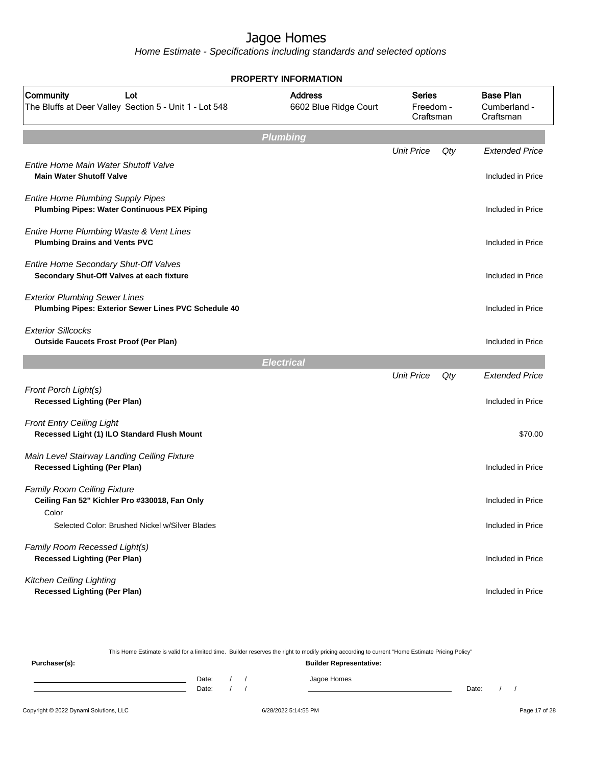# Jagoe Homes

*Home Estimate - Specifications including standards and selected options*

**PROPERTY INFORMATION**

| Community | Lot | Address | Series | Base Plan |
|---|---|---|---|---|
| The Bluffs at Deer Valley | Section 5 - Unit 1 - Lot 548 | 6602 Blue Ridge Court | Freedom - Craftsman | Cumberland - Craftsman |

## Plumbing

| | Unit Price | Qty | Extended Price |
|---|---|---|---|
| *Entire Home Main Water Shutoff Valve* | | | |
| **Main Water Shutoff Valve** | | | Included in Price |
| *Entire Home Plumbing Supply Pipes* | | | |
| **Plumbing Pipes: Water Continuous PEX Piping** | | | Included in Price |
| *Entire Home Plumbing Waste & Vent Lines* | | | |
| **Plumbing Drains and Vents PVC** | | | Included in Price |
| *Entire Home Secondary Shut-Off Valves* | | | |
| **Secondary Shut-Off Valves at each fixture** | | | Included in Price |
| *Exterior Plumbing Sewer Lines* | | | |
| **Plumbing Pipes: Exterior Sewer Lines PVC Schedule 40** | | | Included in Price |
| *Exterior Sillcocks* | | | |
| **Outside Faucets Frost Proof (Per Plan)** | | | Included in Price |

## Electrical

| | Unit Price | Qty | Extended Price |
|---|---|---|---|
| *Front Porch Light(s)* | | | |
| **Recessed Lighting (Per Plan)** | | | Included in Price |
| *Front Entry Ceiling Light* | | | |
| **Recessed Light (1) ILO Standard Flush Mount** | | | $70.00 |
| *Main Level Stairway Landing Ceiling Fixture* | | | |
| **Recessed Lighting (Per Plan)** | | | Included in Price |
| *Family Room Ceiling Fixture* | | | |
| **Ceiling Fan 52" Kichler Pro #330018, Fan Only** | | | Included in Price |
| Color | | | |
| Selected Color: Brushed Nickel w/Silver Blades | | | Included in Price |
| *Family Room Recessed Light(s)* | | | |
| **Recessed Lighting (Per Plan)** | | | Included in Price |
| *Kitchen Ceiling Lighting* | | | |
| **Recessed Lighting (Per Plan)** | | | Included in Price |

This Home Estimate is valid for a limited time. Builder reserves the right to modify pricing according to current "Home Estimate Pricing Policy"

**Purchaser(s):**

Date: / /

Date: / /

**Builder Representative:**

Jagoe Homes

Date: / /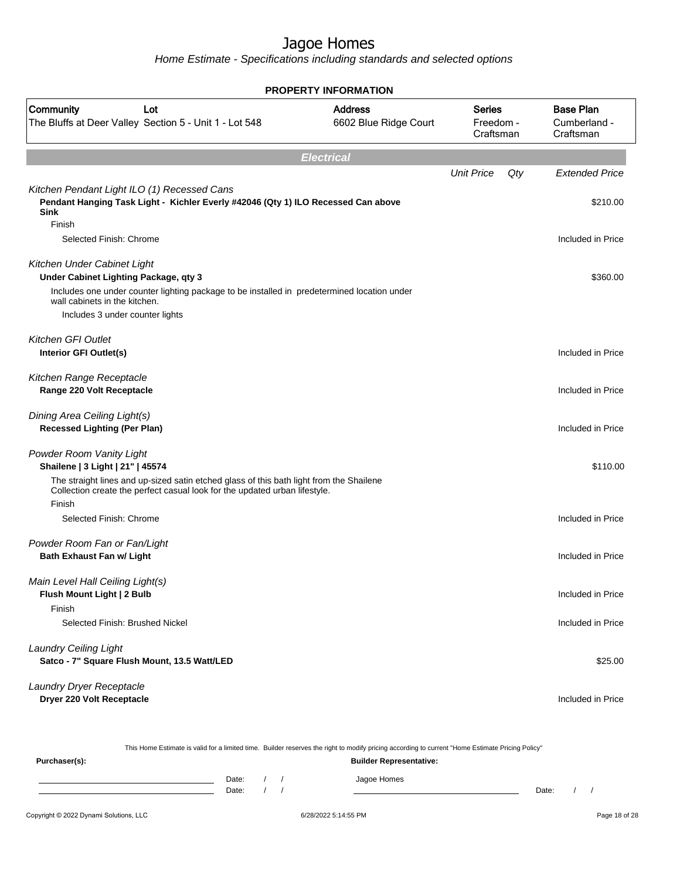# Jagoe Homes

*Home Estimate - Specifications including standards and selected options*

## PROPERTY INFORMATION

| Community | Lot | Address | Series | Base Plan |
|---|---|---|---|---|
| The Bluffs at Deer Valley | Section 5 - Unit 1 - Lot 548 | 6602 Blue Ridge Court | Freedom - Craftsman | Cumberland - Craftsman |

## Electrical

| | Unit Price | Qty | Extended Price |
|---|---|---|---|
| *Kitchen Pendant Light ILO (1) Recessed Cans* | | | |
| **Pendant Hanging Task Light - Kichler Everly #42046 (Qty 1) ILO Recessed Can above Sink** | | | $210.00 |
| Finish | | | |
| Selected Finish: Chrome | | | Included in Price |
| *Kitchen Under Cabinet Light* | | | |
| **Under Cabinet Lighting Package, qty 3** | | | $360.00 |
| Includes one under counter lighting package to be installed in predetermined location under wall cabinets in the kitchen. | | | |
| Includes 3 under counter lights | | | |
| *Kitchen GFI Outlet* | | | |
| **Interior GFI Outlet(s)** | | | Included in Price |
| *Kitchen Range Receptacle* | | | |
| **Range 220 Volt Receptacle** | | | Included in Price |
| *Dining Area Ceiling Light(s)* | | | |
| **Recessed Lighting (Per Plan)** | | | Included in Price |
| *Powder Room Vanity Light* | | | |
| **Shailene \| 3 Light \| 21" \| 45574** | | | $110.00 |
| The straight lines and up-sized satin etched glass of this bath light from the Shailene Collection create the perfect casual look for the updated urban lifestyle. | | | |
| Finish | | | |
| Selected Finish: Chrome | | | Included in Price |
| *Powder Room Fan or Fan/Light* | | | |
| **Bath Exhaust Fan w/ Light** | | | Included in Price |
| *Main Level Hall Ceiling Light(s)* | | | |
| **Flush Mount Light \| 2 Bulb** | | | Included in Price |
| Finish | | | |
| Selected Finish: Brushed Nickel | | | Included in Price |
| *Laundry Ceiling Light* | | | |
| **Satco - 7" Square Flush Mount, 13.5 Watt/LED** | | | $25.00 |
| *Laundry Dryer Receptacle* | | | |
| **Dryer 220 Volt Receptacle** | | | Included in Price |

This Home Estimate is valid for a limited time. Builder reserves the right to modify pricing according to current "Home Estimate Pricing Policy"

**Purchaser(s):**

Date: / /

Date: / /

**Builder Representative:**

Jagoe Homes

Date: / /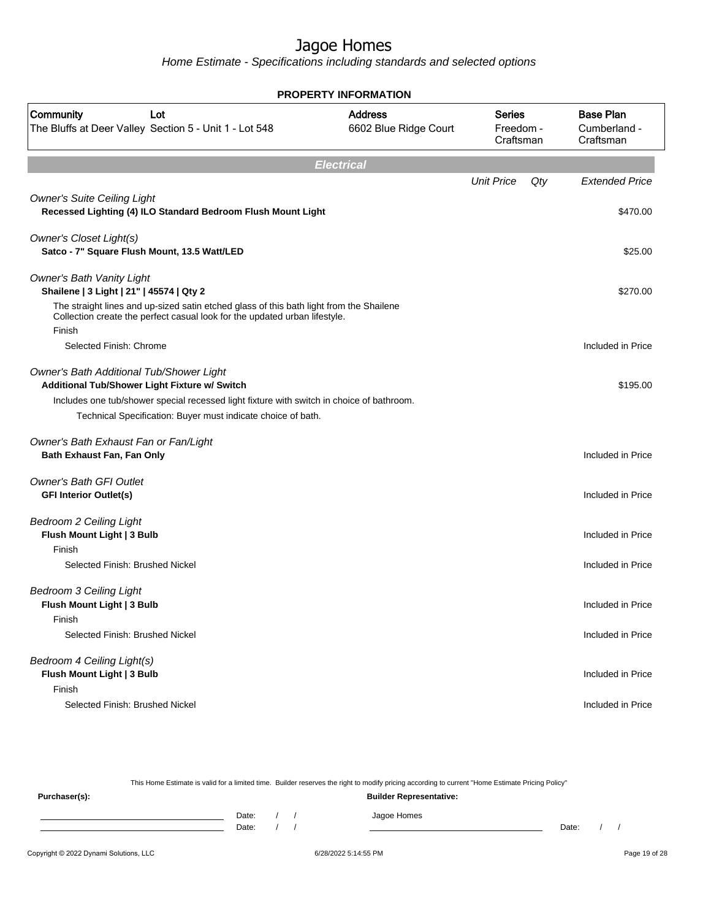# Jagoe Homes

*Home Estimate - Specifications including standards and selected options*

**PROPERTY INFORMATION**

| Community | Lot | Address | Series | Base Plan |
|---|---|---|---|---|
| The Bluffs at Deer Valley | Section 5 - Unit 1 - Lot 548 | 6602 Blue Ridge Court | Freedom - Craftsman | Cumberland - Craftsman |

## Electrical

| | Unit Price | Qty | Extended Price |
|---|---|---|---|
| *Owner's Suite Ceiling Light* | | | |
| **Recessed Lighting (4) ILO Standard Bedroom Flush Mount Light** | | | $470.00 |
| *Owner's Closet Light(s)* | | | |
| **Satco - 7" Square Flush Mount, 13.5 Watt/LED** | | | $25.00 |
| *Owner's Bath Vanity Light* | | | |
| **Shailene \| 3 Light \| 21" \| 45574 \| Qty 2** | | | $270.00 |
| The straight lines and up-sized satin etched glass of this bath light from the Shailene Collection create the perfect casual look for the updated urban lifestyle. | | | |
| Finish | | | |
| Selected Finish: Chrome | | | Included in Price |
| *Owner's Bath Additional Tub/Shower Light* | | | |
| **Additional Tub/Shower Light Fixture w/ Switch** | | | $195.00 |
| Includes one tub/shower special recessed light fixture with switch in choice of bathroom. | | | |
| Technical Specification: Buyer must indicate choice of bath. | | | |
| *Owner's Bath Exhaust Fan or Fan/Light* | | | |
| **Bath Exhaust Fan, Fan Only** | | | Included in Price |
| *Owner's Bath GFI Outlet* | | | |
| **GFI Interior Outlet(s)** | | | Included in Price |
| *Bedroom 2 Ceiling Light* | | | |
| **Flush Mount Light \| 3 Bulb** | | | Included in Price |
| Finish | | | |
| Selected Finish: Brushed Nickel | | | Included in Price |
| *Bedroom 3 Ceiling Light* | | | |
| **Flush Mount Light \| 3 Bulb** | | | Included in Price |
| Finish | | | |
| Selected Finish: Brushed Nickel | | | Included in Price |
| *Bedroom 4 Ceiling Light(s)* | | | |
| **Flush Mount Light \| 3 Bulb** | | | Included in Price |
| Finish | | | |
| Selected Finish: Brushed Nickel | | | Included in Price |

This Home Estimate is valid for a limited time. Builder reserves the right to modify pricing according to current "Home Estimate Pricing Policy"

**Purchaser(s):** Date: / / Date: / /

**Builder Representative:** Jagoe Homes Date: / /

Copyright © 2022 Dynami Solutions, LLC 6/28/2022 5:14:55 PM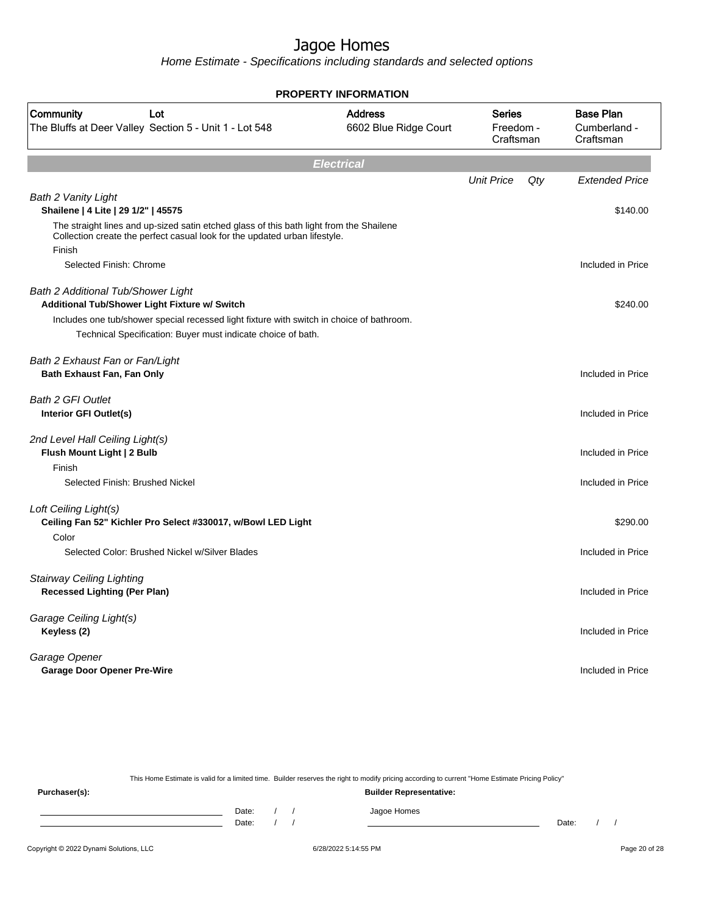# Jagoe Homes

*Home Estimate - Specifications including standards and selected options*

**PROPERTY INFORMATION**

| Community | Lot | Address | Series | Base Plan |
|---|---|---|---|---|
| The Bluffs at Deer Valley | Section 5 - Unit 1 - Lot 548 | 6602 Blue Ridge Court | Freedom - Craftsman | Cumberland - Craftsman |

## Electrical

| | Unit Price | Qty | Extended Price |
|---|---|---|---|
| *Bath 2 Vanity Light* | | | |
| **Shailene \| 4 Lite \| 29 1/2" \| 45575** | | | $140.00 |
| The straight lines and up-sized satin etched glass of this bath light from the Shailene Collection create the perfect casual look for the updated urban lifestyle. | | | |
| Finish | | | |
| Selected Finish: Chrome | | | Included in Price |
| *Bath 2 Additional Tub/Shower Light* | | | |
| **Additional Tub/Shower Light Fixture w/ Switch** | | | $240.00 |
| Includes one tub/shower special recessed light fixture with switch in choice of bathroom. | | | |
| Technical Specification: Buyer must indicate choice of bath. | | | |
| *Bath 2 Exhaust Fan or Fan/Light* | | | |
| **Bath Exhaust Fan, Fan Only** | | | Included in Price |
| *Bath 2 GFI Outlet* | | | |
| **Interior GFI Outlet(s)** | | | Included in Price |
| *2nd Level Hall Ceiling Light(s)* | | | |
| **Flush Mount Light \| 2 Bulb** | | | Included in Price |
| Finish | | | |
| Selected Finish: Brushed Nickel | | | Included in Price |
| *Loft Ceiling Light(s)* | | | |
| **Ceiling Fan 52" Kichler Pro Select #330017, w/Bowl LED Light** | | | $290.00 |
| Color | | | |
| Selected Color: Brushed Nickel w/Silver Blades | | | Included in Price |
| *Stairway Ceiling Lighting* | | | |
| **Recessed Lighting (Per Plan)** | | | Included in Price |
| *Garage Ceiling Light(s)* | | | |
| **Keyless (2)** | | | Included in Price |
| *Garage Opener* | | | |
| **Garage Door Opener Pre-Wire** | | | Included in Price |

This Home Estimate is valid for a limited time. Builder reserves the right to modify pricing according to current "Home Estimate Pricing Policy"

**Purchaser(s):** Date: / / Date: / /

**Builder Representative:** Jagoe Homes Date: / /

Copyright © 2022 Dynami Solutions, LLC 6/28/2022 5:14:55 PM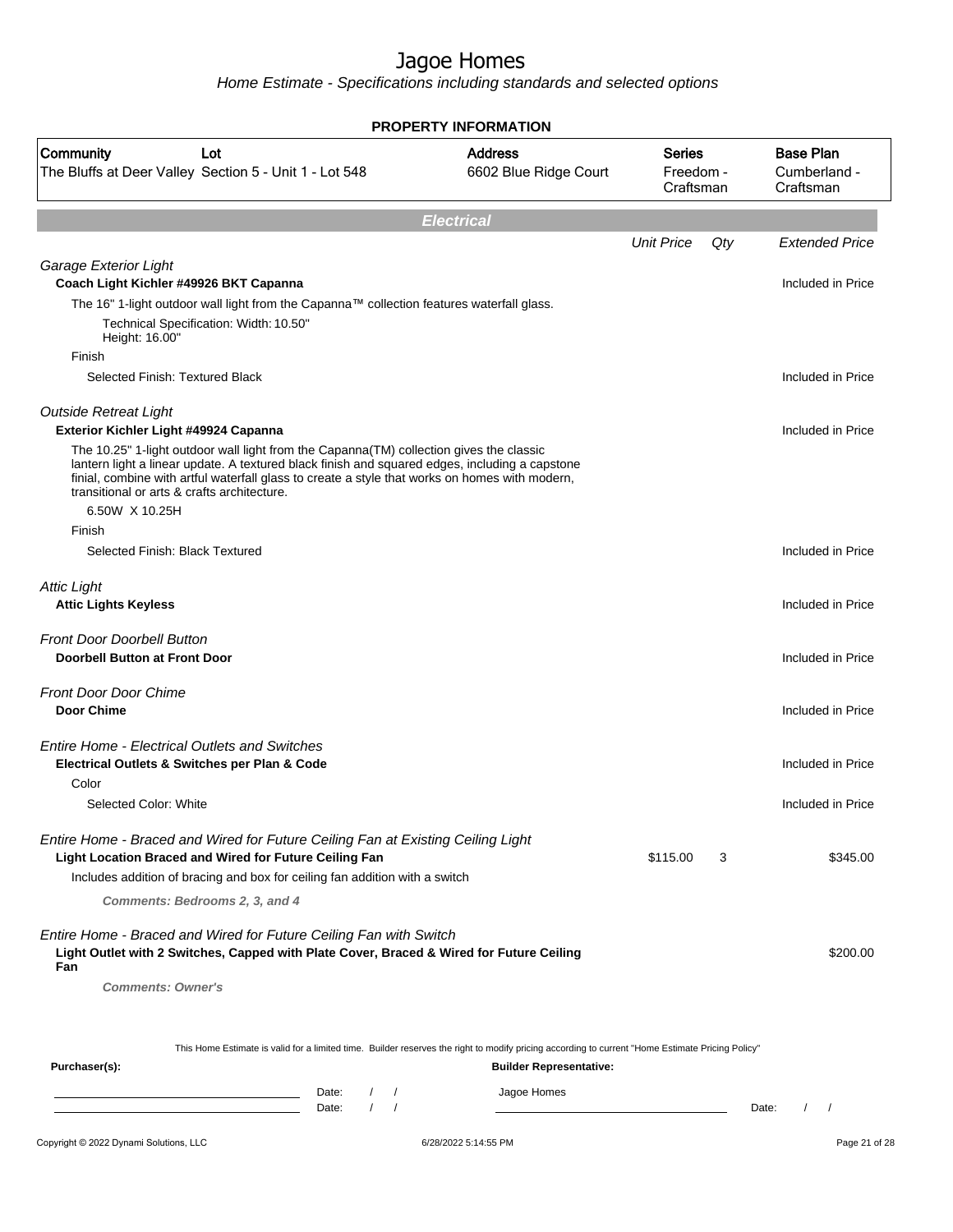# Jagoe Homes

*Home Estimate - Specifications including standards and selected options*

**PROPERTY INFORMATION**

| Community | Lot | Address | Series | Base Plan |
|---|---|---|---|---|
| The Bluffs at Deer Valley | Section 5 - Unit 1 - Lot 548 | 6602 Blue Ridge Court | Freedom - Craftsman | Cumberland - Craftsman |

## Electrical

| | Unit Price | Qty | Extended Price |
|---|---|---|---|
| *Garage Exterior Light* | | | |
| **Coach Light Kichler #49926 BKT Capanna** | | | Included in Price |
| The 16" 1-light outdoor wall light from the Capanna™ collection features waterfall glass. | | | |
| Technical Specification: Width: 10.50" Height: 16.00" | | | |
| Finish | | | |
| Selected Finish: Textured Black | | | Included in Price |
| *Outside Retreat Light* | | | |
| **Exterior Kichler Light #49924 Capanna** | | | Included in Price |
| The 10.25" 1-light outdoor wall light from the Capanna(TM) collection gives the classic lantern light a linear update. A textured black finish and squared edges, including a capstone finial, combine with artful waterfall glass to create a style that works on homes with modern, transitional or arts & crafts architecture. | | | |
| 6.50W X 10.25H | | | |
| Finish | | | |
| Selected Finish: Black Textured | | | Included in Price |
| *Attic Light* | | | |
| **Attic Lights Keyless** | | | Included in Price |
| *Front Door Doorbell Button* | | | |
| **Doorbell Button at Front Door** | | | Included in Price |
| *Front Door Door Chime* | | | |
| **Door Chime** | | | Included in Price |
| *Entire Home - Electrical Outlets and Switches* | | | |
| **Electrical Outlets & Switches per Plan & Code** | | | Included in Price |
| Color | | | |
| Selected Color: White | | | Included in Price |
| *Entire Home - Braced and Wired for Future Ceiling Fan at Existing Ceiling Light* | | | |
| **Light Location Braced and Wired for Future Ceiling Fan** | $115.00 | 3 | $345.00 |
| Includes addition of bracing and box for ceiling fan addition with a switch | | | |
| ***Comments: Bedrooms 2, 3, and 4*** | | | |
| *Entire Home - Braced and Wired for Future Ceiling Fan with Switch* | | | |
| **Light Outlet with 2 Switches, Capped with Plate Cover, Braced & Wired for Future Ceiling Fan** | | | $200.00 |
| ***Comments: Owner's*** | | | |

This Home Estimate is valid for a limited time. Builder reserves the right to modify pricing according to current "Home Estimate Pricing Policy"

**Purchaser(s):**

Date: / /

Date: / /

**Builder Representative:**

Jagoe Homes

Date: / /

Copyright © 2022 Dynami Solutions, LLC    6/28/2022 5:14:55 PM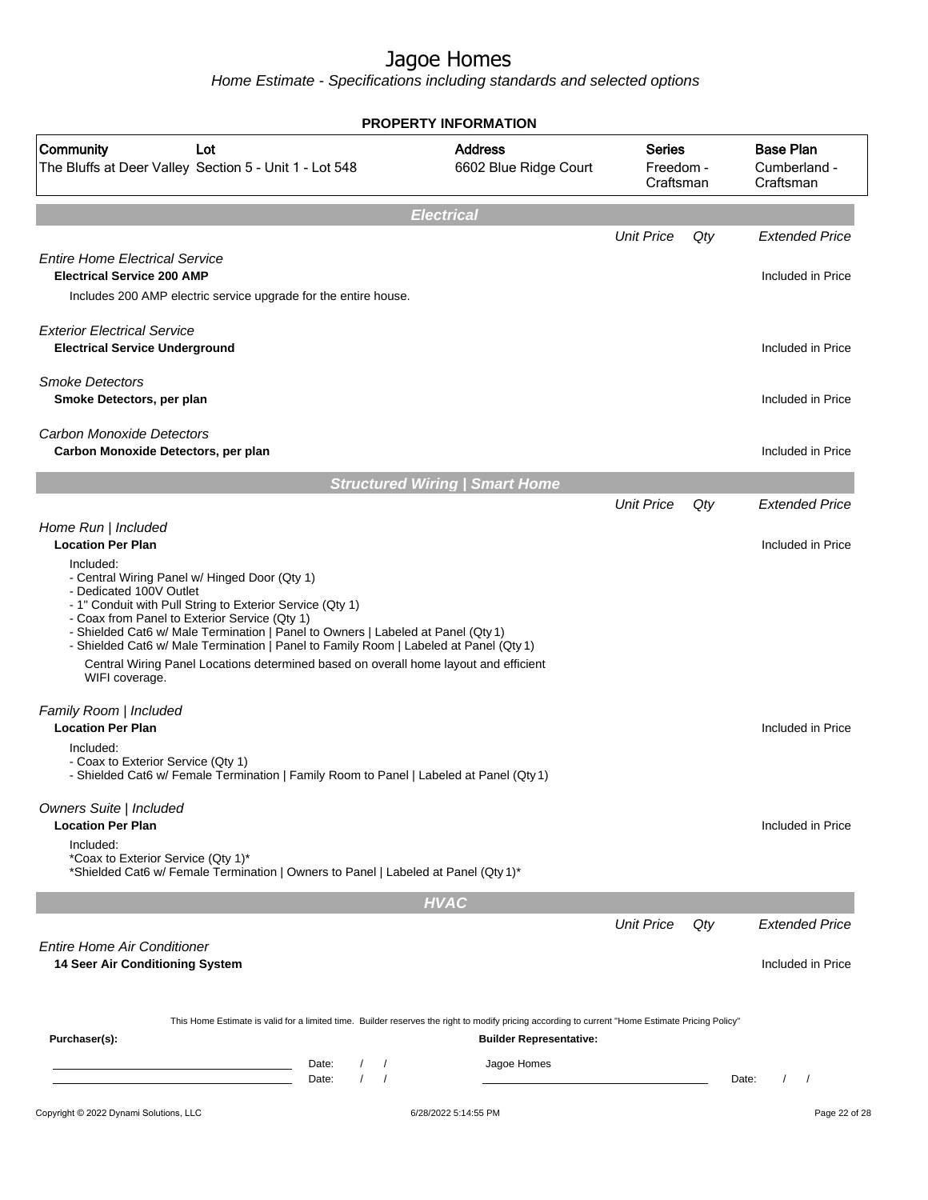# Jagoe Homes

*Home Estimate - Specifications including standards and selected options*

**PROPERTY INFORMATION**

| Community | Lot | Address | Series | Base Plan |
|---|---|---|---|---|
| The Bluffs at Deer Valley | Section 5 - Unit 1 - Lot 548 | 6602 Blue Ridge Court | Freedom - Craftsman | Cumberland - Craftsman |

## Electrical

| | Unit Price | Qty | Extended Price |
|---|---|---|---|
| *Entire Home Electrical Service* | | | |
| **Electrical Service 200 AMP** | | | Included in Price |
| Includes 200 AMP electric service upgrade for the entire house. | | | |
| *Exterior Electrical Service* | | | |
| **Electrical Service Underground** | | | Included in Price |
| *Smoke Detectors* | | | |
| **Smoke Detectors, per plan** | | | Included in Price |
| *Carbon Monoxide Detectors* | | | |
| **Carbon Monoxide Detectors, per plan** | | | Included in Price |

## Structured Wiring | Smart Home

| | Unit Price | Qty | Extended Price |
|---|---|---|---|
| *Home Run \| Included* | | | |
| **Location Per Plan** | | | Included in Price |

Included:
- Central Wiring Panel w/ Hinged Door (Qty 1)
- Dedicated 100V Outlet
- 1" Conduit with Pull String to Exterior Service (Qty 1)
- Coax from Panel to Exterior Service (Qty 1)
- Shielded Cat6 w/ Male Termination | Panel to Owners | Labeled at Panel (Qty 1)
- Shielded Cat6 w/ Male Termination | Panel to Family Room | Labeled at Panel (Qty 1)

Central Wiring Panel Locations determined based on overall home layout and efficient WIFI coverage.

| | Unit Price | Qty | Extended Price |
|---|---|---|---|
| *Family Room \| Included* | | | |
| **Location Per Plan** | | | Included in Price |

Included:
- Coax to Exterior Service (Qty 1)
- Shielded Cat6 w/ Female Termination | Family Room to Panel | Labeled at Panel (Qty 1)

| | Unit Price | Qty | Extended Price |
|---|---|---|---|
| *Owners Suite \| Included* | | | |
| **Location Per Plan** | | | Included in Price |

Included:
*Coax to Exterior Service (Qty 1)*
*Shielded Cat6 w/ Female Termination | Owners to Panel | Labeled at Panel (Qty 1)*

## HVAC

| | Unit Price | Qty | Extended Price |
|---|---|---|---|
| *Entire Home Air Conditioner* | | | |
| **14 Seer Air Conditioning System** | | | Included in Price |

This Home Estimate is valid for a limited time. Builder reserves the right to modify pricing according to current "Home Estimate Pricing Policy"

**Purchaser(s):**

Date: / /
Date: / /

**Builder Representative:**

Jagoe Homes

Date: / /

Copyright © 2022 Dynami Solutions, LLC — 6/28/2022 5:14:55 PM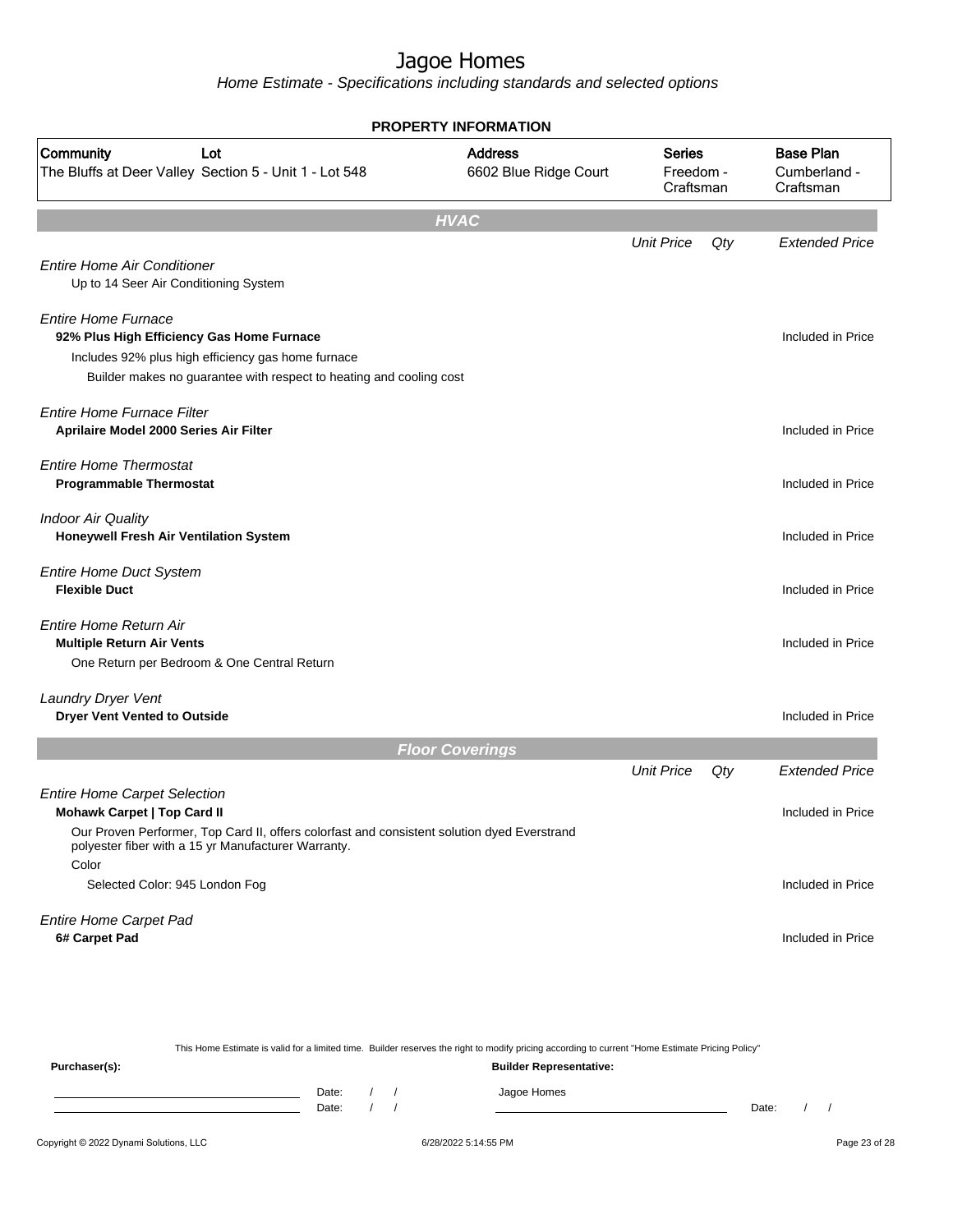# Jagoe Homes

*Home Estimate - Specifications including standards and selected options*

**PROPERTY INFORMATION**

| Community | Lot | Address | Series | Base Plan |
|---|---|---|---|---|
| The Bluffs at Deer Valley | Section 5 - Unit 1 - Lot 548 | 6602 Blue Ridge Court | Freedom - Craftsman | Cumberland - Craftsman |

## HVAC

| | Unit Price | Qty | Extended Price |
|---|---|---|---|
| *Entire Home Air Conditioner* | | | |
| Up to 14 Seer Air Conditioning System | | | |
| *Entire Home Furnace* | | | |
| **92% Plus High Efficiency Gas Home Furnace** | | | Included in Price |
| Includes 92% plus high efficiency gas home furnace | | | |
| Builder makes no guarantee with respect to heating and cooling cost | | | |
| *Entire Home Furnace Filter* | | | |
| **Aprilaire Model 2000 Series Air Filter** | | | Included in Price |
| *Entire Home Thermostat* | | | |
| **Programmable Thermostat** | | | Included in Price |
| *Indoor Air Quality* | | | |
| **Honeywell Fresh Air Ventilation System** | | | Included in Price |
| *Entire Home Duct System* | | | |
| **Flexible Duct** | | | Included in Price |
| *Entire Home Return Air* | | | |
| **Multiple Return Air Vents** | | | Included in Price |
| One Return per Bedroom & One Central Return | | | |
| *Laundry Dryer Vent* | | | |
| **Dryer Vent Vented to Outside** | | | Included in Price |

## Floor Coverings

| | Unit Price | Qty | Extended Price |
|---|---|---|---|
| *Entire Home Carpet Selection* | | | |
| **Mohawk Carpet \| Top Card II** | | | Included in Price |
| Our Proven Performer, Top Card II, offers colorfast and consistent solution dyed Everstrand polyester fiber with a 15 yr Manufacturer Warranty. | | | |
| Color | | | |
| Selected Color: 945 London Fog | | | Included in Price |
| *Entire Home Carpet Pad* | | | |
| **6# Carpet Pad** | | | Included in Price |

This Home Estimate is valid for a limited time. Builder reserves the right to modify pricing according to current "Home Estimate Pricing Policy"

**Purchaser(s):**

Date: / /

Date: / /

**Builder Representative:**

Jagoe Homes

Date: / /

Copyright © 2022 Dynami Solutions, LLC 6/28/2022 5:14:55 PM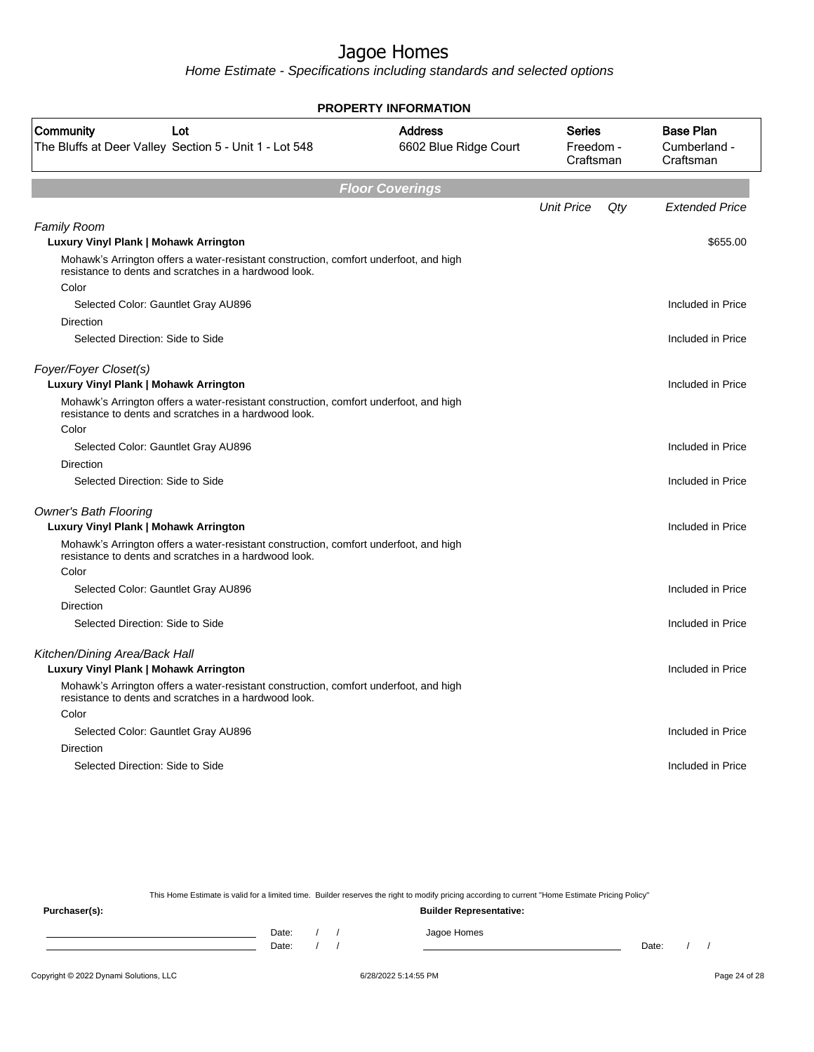# Jagoe Homes

*Home Estimate - Specifications including standards and selected options*

**PROPERTY INFORMATION**

| Community | Lot | Address | Series | Base Plan |
|---|---|---|---|---|
| The Bluffs at Deer Valley | Section 5 - Unit 1 - Lot 548 | 6602 Blue Ridge Court | Freedom - Craftsman | Cumberland - Craftsman |

## Floor Coverings

| | Unit Price | Qty | Extended Price |
|---|---|---|---|
| *Family Room* | | | |
| **Luxury Vinyl Plank \| Mohawk Arrington** | | | $655.00 |
| Mohawk's Arrington offers a water-resistant construction, comfort underfoot, and high resistance to dents and scratches in a hardwood look. | | | |
| Color | | | |
| Selected Color: Gauntlet Gray AU896 | | | Included in Price |
| Direction | | | |
| Selected Direction: Side to Side | | | Included in Price |
| *Foyer/Foyer Closet(s)* | | | |
| **Luxury Vinyl Plank \| Mohawk Arrington** | | | Included in Price |
| Mohawk's Arrington offers a water-resistant construction, comfort underfoot, and high resistance to dents and scratches in a hardwood look. | | | |
| Color | | | |
| Selected Color: Gauntlet Gray AU896 | | | Included in Price |
| Direction | | | |
| Selected Direction: Side to Side | | | Included in Price |
| *Owner's Bath Flooring* | | | |
| **Luxury Vinyl Plank \| Mohawk Arrington** | | | Included in Price |
| Mohawk's Arrington offers a water-resistant construction, comfort underfoot, and high resistance to dents and scratches in a hardwood look. | | | |
| Color | | | |
| Selected Color: Gauntlet Gray AU896 | | | Included in Price |
| Direction | | | |
| Selected Direction: Side to Side | | | Included in Price |
| *Kitchen/Dining Area/Back Hall* | | | |
| **Luxury Vinyl Plank \| Mohawk Arrington** | | | Included in Price |
| Mohawk's Arrington offers a water-resistant construction, comfort underfoot, and high resistance to dents and scratches in a hardwood look. | | | |
| Color | | | |
| Selected Color: Gauntlet Gray AU896 | | | Included in Price |
| Direction | | | |
| Selected Direction: Side to Side | | | Included in Price |

This Home Estimate is valid for a limited time. Builder reserves the right to modify pricing according to current "Home Estimate Pricing Policy"

**Purchaser(s):**

Date: / /

Date: / /

**Builder Representative:**

Jagoe Homes

Date: / /

Copyright © 2022 Dynami Solutions, LLC — 6/28/2022 5:14:55 PM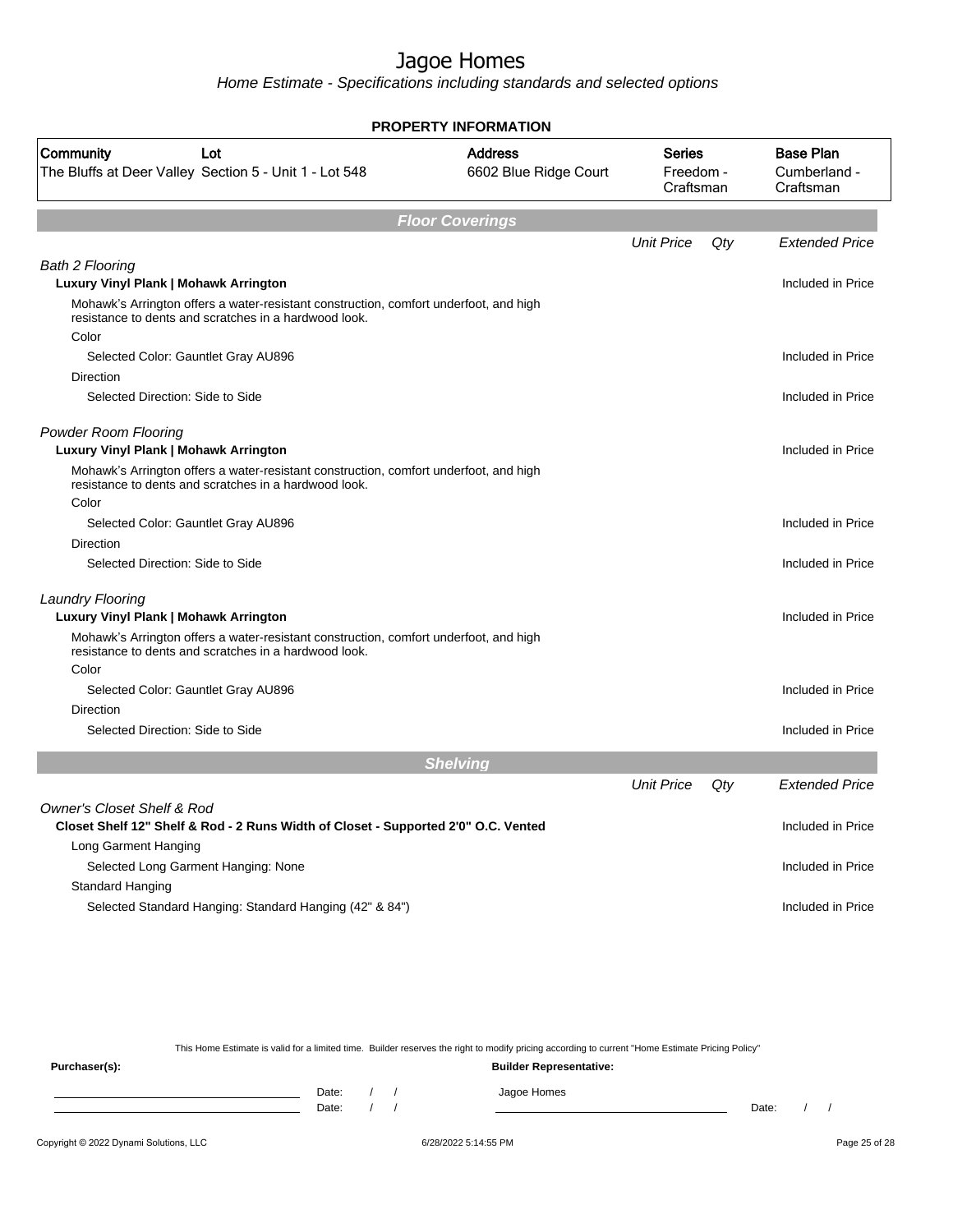# Jagoe Homes

*Home Estimate - Specifications including standards and selected options*

## PROPERTY INFORMATION

| Community | Lot | Address | Series | Base Plan |
|---|---|---|---|---|
| The Bluffs at Deer Valley | Section 5 - Unit 1 - Lot 548 | 6602 Blue Ridge Court | Freedom - Craftsman | Cumberland - Craftsman |

## Floor Coverings

| | Unit Price | Qty | Extended Price |
|---|---|---|---|
| *Bath 2 Flooring* | | | |
| **Luxury Vinyl Plank \| Mohawk Arrington** | | | Included in Price |
| Mohawk's Arrington offers a water-resistant construction, comfort underfoot, and high resistance to dents and scratches in a hardwood look. | | | |
| Color | | | |
| Selected Color: Gauntlet Gray AU896 | | | Included in Price |
| Direction | | | |
| Selected Direction: Side to Side | | | Included in Price |
| *Powder Room Flooring* | | | |
| **Luxury Vinyl Plank \| Mohawk Arrington** | | | Included in Price |
| Mohawk's Arrington offers a water-resistant construction, comfort underfoot, and high resistance to dents and scratches in a hardwood look. | | | |
| Color | | | |
| Selected Color: Gauntlet Gray AU896 | | | Included in Price |
| Direction | | | |
| Selected Direction: Side to Side | | | Included in Price |
| *Laundry Flooring* | | | |
| **Luxury Vinyl Plank \| Mohawk Arrington** | | | Included in Price |
| Mohawk's Arrington offers a water-resistant construction, comfort underfoot, and high resistance to dents and scratches in a hardwood look. | | | |
| Color | | | |
| Selected Color: Gauntlet Gray AU896 | | | Included in Price |
| Direction | | | |
| Selected Direction: Side to Side | | | Included in Price |

## Shelving

| | Unit Price | Qty | Extended Price |
|---|---|---|---|
| *Owner's Closet Shelf & Rod* | | | |
| **Closet Shelf 12" Shelf & Rod - 2 Runs Width of Closet - Supported 2'0" O.C. Vented** | | | Included in Price |
| Long Garment Hanging | | | |
| Selected Long Garment Hanging: None | | | Included in Price |
| Standard Hanging | | | |
| Selected Standard Hanging: Standard Hanging (42" & 84") | | | Included in Price |

This Home Estimate is valid for a limited time. Builder reserves the right to modify pricing according to current "Home Estimate Pricing Policy"

**Purchaser(s):**

Date: / /

Date: / /

**Builder Representative:**

Jagoe Homes

Date: / /

Copyright © 2022 Dynami Solutions, LLC — 6/28/2022 5:14:55 PM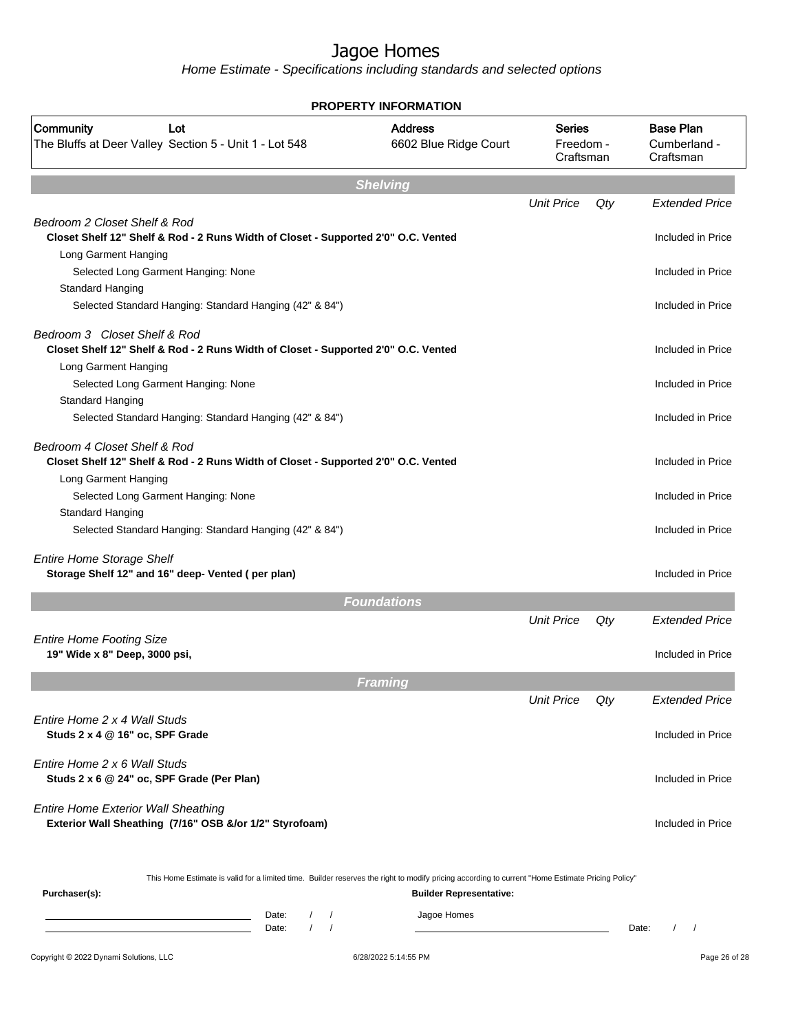# Jagoe Homes

*Home Estimate - Specifications including standards and selected options*

**PROPERTY INFORMATION**

| Community | Lot | Address | Series | Base Plan |
|---|---|---|---|---|
| The Bluffs at Deer Valley | Section 5 - Unit 1 - Lot 548 | 6602 Blue Ridge Court | Freedom - Craftsman | Cumberland - Craftsman |

## Shelving

| | Unit Price | Qty | Extended Price |
|---|---|---|---|
| *Bedroom 2 Closet Shelf & Rod* | | | |
| **Closet Shelf 12" Shelf & Rod - 2 Runs Width of Closet - Supported 2'0" O.C. Vented** | | | Included in Price |
| Long Garment Hanging | | | |
| Selected Long Garment Hanging: None | | | Included in Price |
| Standard Hanging | | | |
| Selected Standard Hanging: Standard Hanging (42" & 84") | | | Included in Price |
| *Bedroom 3 Closet Shelf & Rod* | | | |
| **Closet Shelf 12" Shelf & Rod - 2 Runs Width of Closet - Supported 2'0" O.C. Vented** | | | Included in Price |
| Long Garment Hanging | | | |
| Selected Long Garment Hanging: None | | | Included in Price |
| Standard Hanging | | | |
| Selected Standard Hanging: Standard Hanging (42" & 84") | | | Included in Price |
| *Bedroom 4 Closet Shelf & Rod* | | | |
| **Closet Shelf 12" Shelf & Rod - 2 Runs Width of Closet - Supported 2'0" O.C. Vented** | | | Included in Price |
| Long Garment Hanging | | | |
| Selected Long Garment Hanging: None | | | Included in Price |
| Standard Hanging | | | |
| Selected Standard Hanging: Standard Hanging (42" & 84") | | | Included in Price |
| *Entire Home Storage Shelf* | | | |
| **Storage Shelf 12" and 16" deep- Vented ( per plan)** | | | Included in Price |

## Foundations

| | Unit Price | Qty | Extended Price |
|---|---|---|---|
| *Entire Home Footing Size* | | | |
| **19" Wide x 8" Deep, 3000 psi,** | | | Included in Price |

## Framing

| | Unit Price | Qty | Extended Price |
|---|---|---|---|
| *Entire Home 2 x 4 Wall Studs* | | | |
| **Studs 2 x 4 @ 16" oc, SPF Grade** | | | Included in Price |
| *Entire Home 2 x 6 Wall Studs* | | | |
| **Studs 2 x 6 @ 24" oc, SPF Grade (Per Plan)** | | | Included in Price |
| *Entire Home Exterior Wall Sheathing* | | | |
| **Exterior Wall Sheathing (7/16" OSB &/or 1/2" Styrofoam)** | | | Included in Price |

This Home Estimate is valid for a limited time. Builder reserves the right to modify pricing according to current "Home Estimate Pricing Policy"

**Purchaser(s):** Date: / / Date: / /

**Builder Representative:** Jagoe Homes Date: / /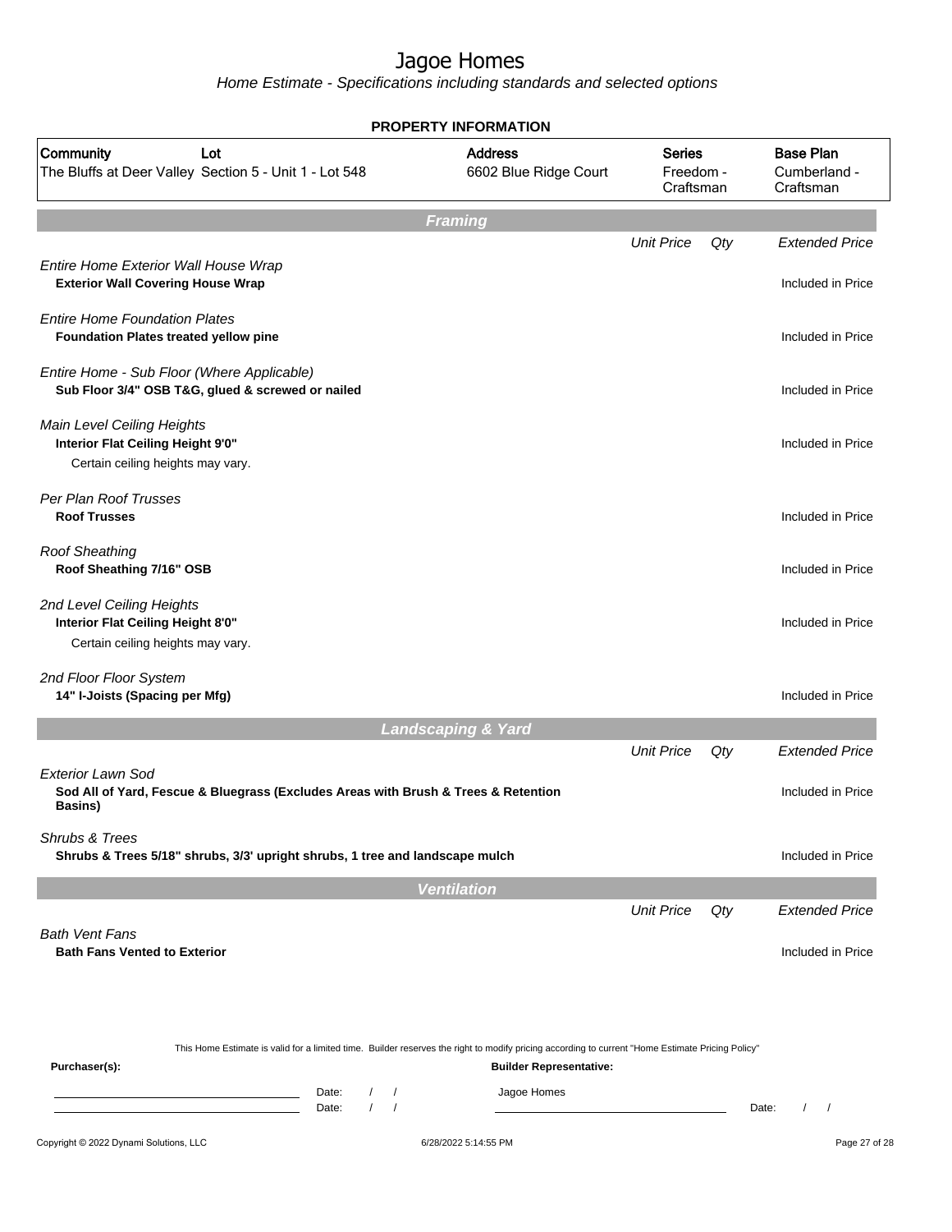# Jagoe Homes

*Home Estimate - Specifications including standards and selected options*

## PROPERTY INFORMATION

| Community | Lot | Address | Series | Base Plan |
|---|---|---|---|---|
| The Bluffs at Deer Valley | Section 5 - Unit 1 - Lot 548 | 6602 Blue Ridge Court | Freedom - Craftsman | Cumberland - Craftsman |

## Framing

| | Unit Price | Qty | Extended Price |
|---|---|---|---|
| *Entire Home Exterior Wall House Wrap*<br>**Exterior Wall Covering House Wrap** | | | Included in Price |
| *Entire Home Foundation Plates*<br>**Foundation Plates treated yellow pine** | | | Included in Price |
| *Entire Home - Sub Floor (Where Applicable)*<br>**Sub Floor 3/4" OSB T&G, glued & screwed or nailed** | | | Included in Price |
| *Main Level Ceiling Heights*<br>**Interior Flat Ceiling Height 9'0"**<br>Certain ceiling heights may vary. | | | Included in Price |
| *Per Plan Roof Trusses*<br>**Roof Trusses** | | | Included in Price |
| *Roof Sheathing*<br>**Roof Sheathing 7/16" OSB** | | | Included in Price |
| *2nd Level Ceiling Heights*<br>**Interior Flat Ceiling Height 8'0"**<br>Certain ceiling heights may vary. | | | Included in Price |
| *2nd Floor Floor System*<br>**14" I-Joists (Spacing per Mfg)** | | | Included in Price |

## Landscaping & Yard

| | Unit Price | Qty | Extended Price |
|---|---|---|---|
| *Exterior Lawn Sod*<br>**Sod All of Yard, Fescue & Bluegrass (Excludes Areas with Brush & Trees & Retention Basins)** | | | Included in Price |
| *Shrubs & Trees*<br>**Shrubs & Trees 5/18" shrubs, 3/3' upright shrubs, 1 tree and landscape mulch** | | | Included in Price |

## Ventilation

| | Unit Price | Qty | Extended Price |
|---|---|---|---|
| *Bath Vent Fans*<br>**Bath Fans Vented to Exterior** | | | Included in Price |

This Home Estimate is valid for a limited time. Builder reserves the right to modify pricing according to current "Home Estimate Pricing Policy"

**Purchaser(s):**

Date: / /

Date: / /

**Builder Representative:**

Jagoe Homes

Date: / /

Copyright © 2022 Dynami Solutions, LLC 6/28/2022 5:14:55 PM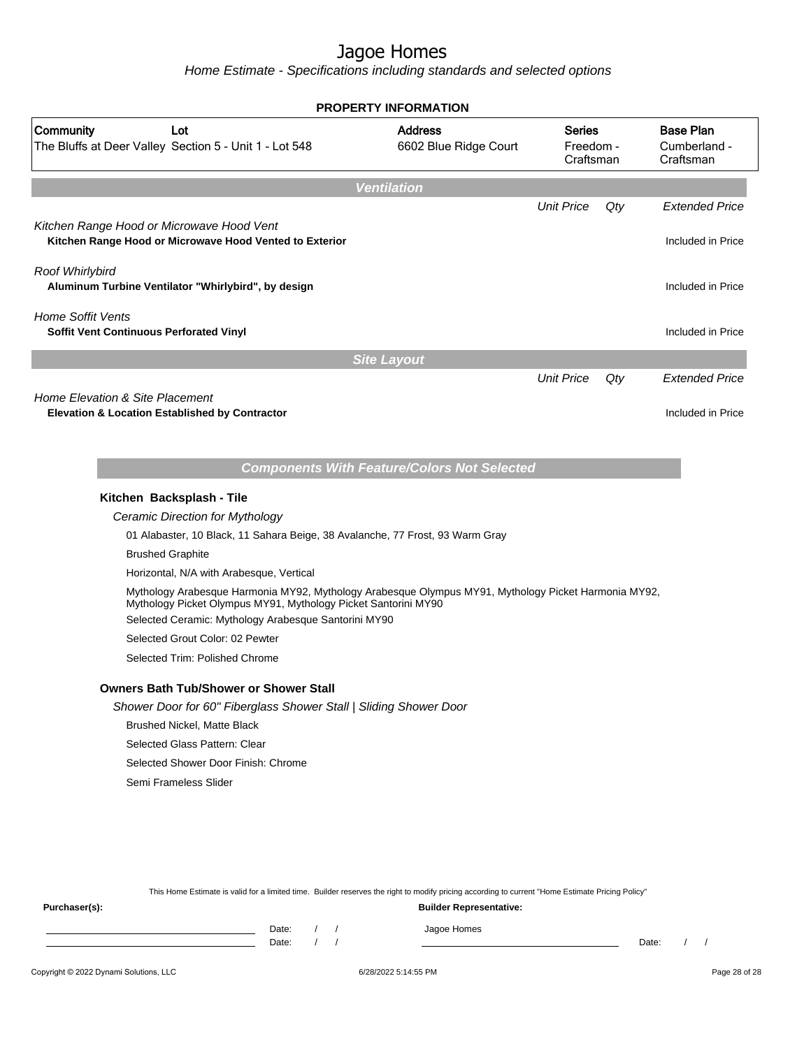## PROPERTY INFORMATION

| Community | Lot | Address | Series | Base Plan |
|---|---|---|---|---|
| The Bluffs at Deer Valley | Section 5 - Unit 1 - Lot 548 | 6602 Blue Ridge Court | Freedom - Craftsman | Cumberland - Craftsman |

### Ventilation

| | Unit Price | Qty | Extended Price |
|---|---|---|---|
| *Kitchen Range Hood or Microwave Hood Vent* | | | |
| **Kitchen Range Hood or Microwave Hood Vented to Exterior** | | | Included in Price |
| *Roof Whirlybird* | | | |
| **Aluminum Turbine Ventilator "Whirlybird", by design** | | | Included in Price |
| *Home Soffit Vents* | | | |
| **Soffit Vent Continuous Perforated Vinyl** | | | Included in Price |

### Site Layout

| | Unit Price | Qty | Extended Price |
|---|---|---|---|
| *Home Elevation & Site Placement* | | | |
| **Elevation & Location Established by Contractor** | | | Included in Price |

### Components With Feature/Colors Not Selected

**Kitchen Backsplash - Tile**

*Ceramic Direction for Mythology*

01 Alabaster, 10 Black, 11 Sahara Beige, 38 Avalanche, 77 Frost, 93 Warm Gray

Brushed Graphite

Horizontal, N/A with Arabesque, Vertical

Mythology Arabesque Harmonia MY92, Mythology Arabesque Olympus MY91, Mythology Picket Harmonia MY92, Mythology Picket Olympus MY91, Mythology Picket Santorini MY90

Selected Ceramic: Mythology Arabesque Santorini MY90

Selected Grout Color: 02 Pewter

Selected Trim: Polished Chrome

**Owners Bath Tub/Shower or Shower Stall**

*Shower Door for 60" Fiberglass Shower Stall | Sliding Shower Door*

Brushed Nickel, Matte Black

Selected Glass Pattern: Clear

Selected Shower Door Finish: Chrome

Semi Frameless Slider

This Home Estimate is valid for a limited time. Builder reserves the right to modify pricing according to current "Home Estimate Pricing Policy"

**Purchaser(s):** Date: / / Date: / /

**Builder Representative:** Jagoe Homes Date: / /